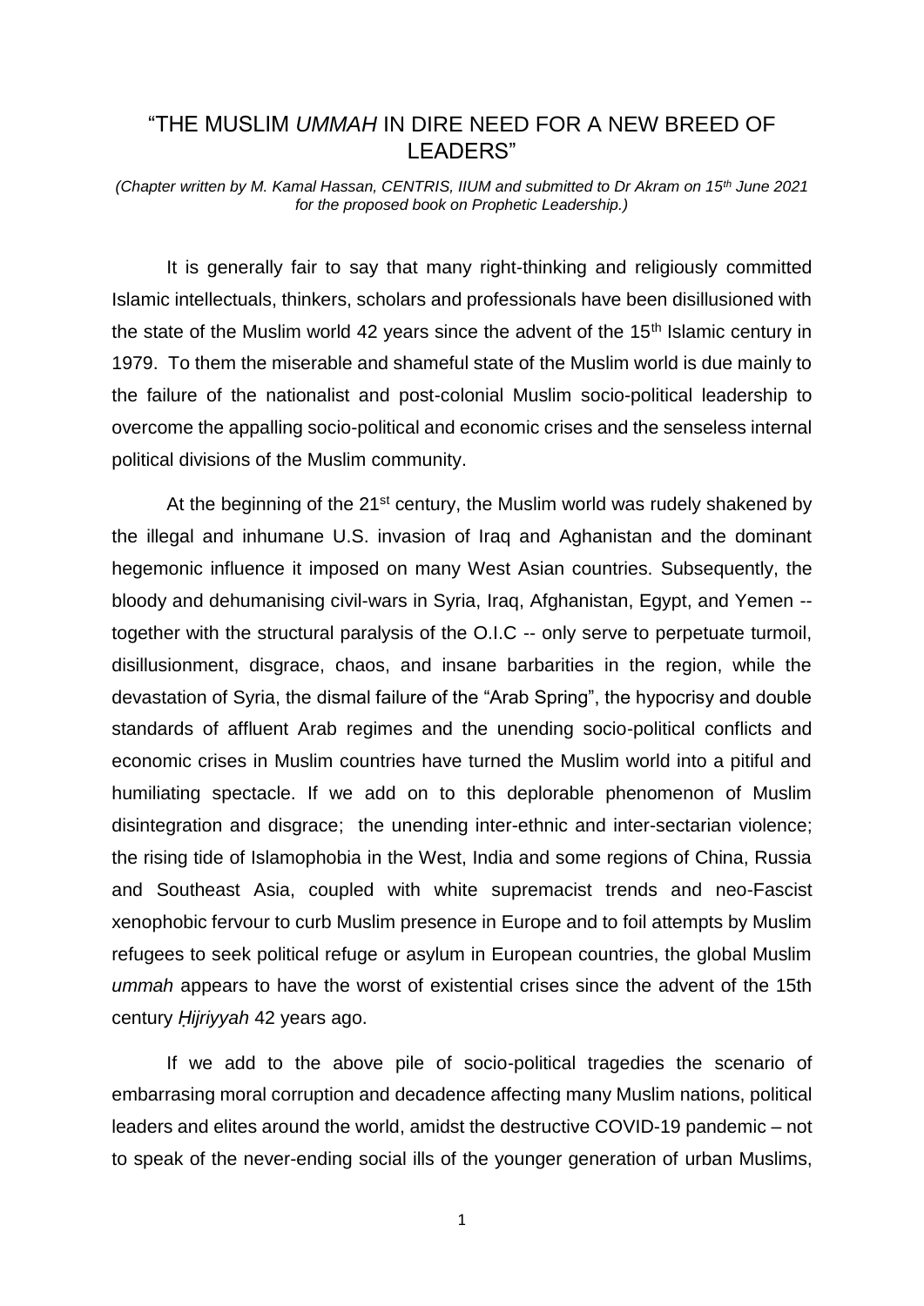# "THE MUSLIM *UMMAH* IN DIRE NEED FOR A NEW BREED OF LEADERS"

*(Chapter written by M. Kamal Hassan, CENTRIS, IIUM and submitted to Dr Akram on 15th June 2021 for the proposed book on Prophetic Leadership.)*

It is generally fair to say that many right-thinking and religiously committed Islamic intellectuals, thinkers, scholars and professionals have been disillusioned with the state of the Muslim world 42 years since the advent of the 15th Islamic century in 1979. To them the miserable and shameful state of the Muslim world is due mainly to the failure of the nationalist and post-colonial Muslim socio-political leadership to overcome the appalling socio-political and economic crises and the senseless internal political divisions of the Muslim community.

At the beginning of the 21st century, the Muslim world was rudely shakened by the illegal and inhumane U.S. invasion of Iraq and Aghanistan and the dominant hegemonic influence it imposed on many West Asian countries. Subsequently, the bloody and dehumanising civil-wars in Syria, Iraq, Afghanistan, Egypt, and Yemen -- together with the structural paralysis of the O.I.C -- only serve to perpetuate turmoil, disillusionment, disgrace, chaos, and insane barbarities in the region, while the devastation of Syria, the dismal failure of the "Arab Spring", the hypocrisy and double standards of affluent Arab regimes and the unending socio-political conflicts and economic crises in Muslim countries have turned the Muslim world into a pitiful and humiliating spectacle. If we add on to this deplorable phenomenon of Muslim disintegration and disgrace; the unending inter-ethnic and inter-sectarian violence; the rising tide of Islamophobia in the West, India and some regions of China, Russia and Southeast Asia, coupled with white supremacist trends and neo-Fascist xenophobic fervour to curb Muslim presence in Europe and to foil attempts by Muslim refugees to seek political refuge or asylum in European countries, the global Muslim *ummah* appears to have the worst of existential crises since the advent of the 15th century *Ḥijriyyah* 42 years ago.

If we add to the above pile of socio-political tragedies the scenario of embarrasing moral corruption and decadence affecting many Muslim nations, political leaders and elites around the world, amidst the destructive COVID-19 pandemic – not to speak of the never-ending social ills of the younger generation of urban Muslims,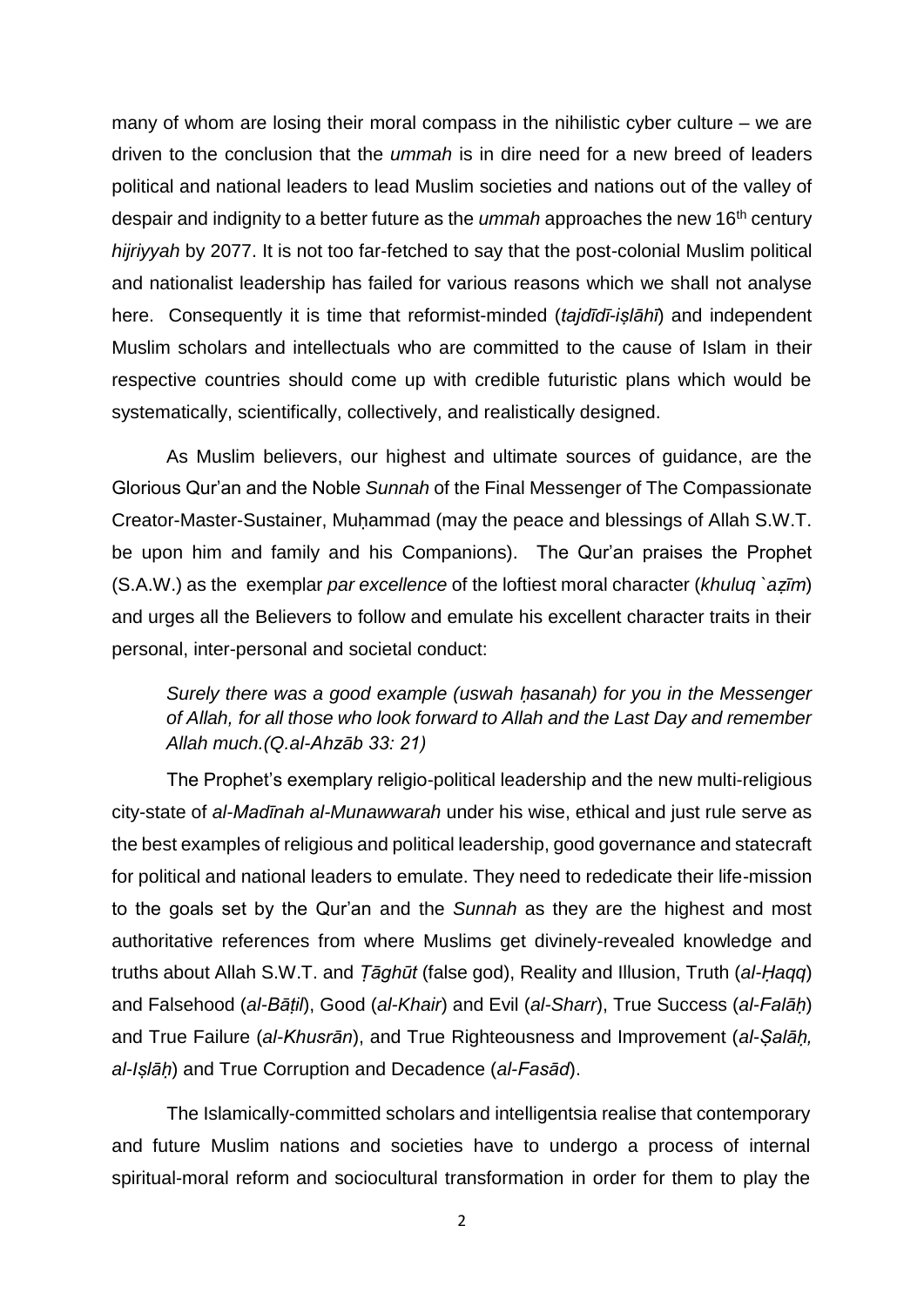many of whom are losing their moral compass in the nihilistic cyber culture – we are driven to the conclusion that the *ummah* is in dire need for a new breed of leaders political and national leaders to lead Muslim societies and nations out of the valley of despair and indignity to a better future as the *ummah* approaches the new 16th century *hijriyyah* by 2077. It is not too far-fetched to say that the post-colonial Muslim political and nationalist leadership has failed for various reasons which we shall not analyse here. Consequently it is time that reformist-minded (*tajdīdī-iṣlāhī*) and independent Muslim scholars and intellectuals who are committed to the cause of Islam in their respective countries should come up with credible futuristic plans which would be systematically, scientifically, collectively, and realistically designed.

As Muslim believers, our highest and ultimate sources of guidance, are the Glorious Qur'an and the Noble *Sunnah* of the Final Messenger of The Compassionate Creator-Master-Sustainer, Muḥammad (may the peace and blessings of Allah S.W.T. be upon him and family and his Companions). The Qur'an praises the Prophet (S.A.W.) as the exemplar *par excellence* of the loftiest moral character (*khuluq `aẓīm*) and urges all the Believers to follow and emulate his excellent character traits in their personal, inter-personal and societal conduct:

> *Surely there was a good example (uswah ḥasanah) for you in the Messenger of Allah, for all those who look forward to Allah and the Last Day and remember Allah much.(Q.al-Ahzāb 33: 21)*

The Prophet's exemplary religio-political leadership and the new multi-religious city-state of *al-Madīnah al-Munawwarah* under his wise, ethical and just rule serve as the best examples of religious and political leadership, good governance and statecraft for political and national leaders to emulate. They need to rededicate their life-mission to the goals set by the Qur'an and the *Sunnah* as they are the highest and most authoritative references from where Muslims get divinely-revealed knowledge and truths about Allah S.W.T. and *Ṭāghūt* (false god), Reality and Illusion, Truth (*al-Ḥaqq*) and Falsehood (*al-Bāṭil*), Good (*al-Khair*) and Evil (*al-Sharr*), True Success (*al-Falāḥ*) and True Failure (*al-Khusrān*), and True Righteousness and Improvement (*al-Ṣalāḥ, al-Iṣlāḥ*) and True Corruption and Decadence (*al-Fasād*).

The Islamically-committed scholars and intelligentsia realise that contemporary and future Muslim nations and societies have to undergo a process of internal spiritual-moral reform and sociocultural transformation in order for them to play the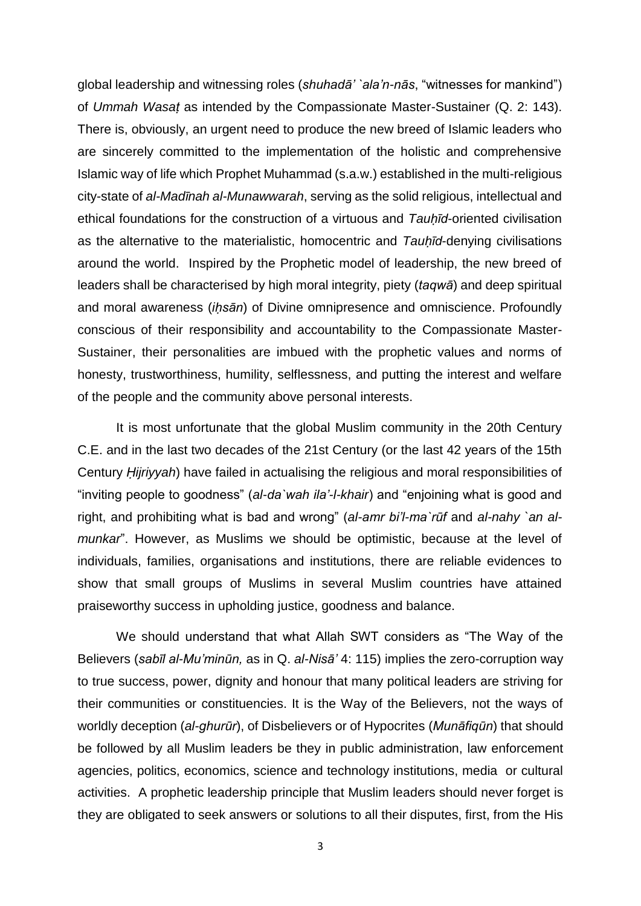global leadership and witnessing roles (*shuhadā' `ala'n-nās*, "witnesses for mankind") of *Ummah Wasaṭ* as intended by the Compassionate Master-Sustainer (Q. 2: 143). There is, obviously, an urgent need to produce the new breed of Islamic leaders who are sincerely committed to the implementation of the holistic and comprehensive Islamic way of life which Prophet Muhammad (s.a.w.) established in the multi-religious city-state of *al-Madīnah al-Munawwarah*, serving as the solid religious, intellectual and ethical foundations for the construction of a virtuous and *Tauḥīd*-oriented civilisation as the alternative to the materialistic, homocentric and *Tauḥīd*-denying civilisations around the world. Inspired by the Prophetic model of leadership, the new breed of leaders shall be characterised by high moral integrity, piety (*taqwā*) and deep spiritual and moral awareness (*iḥsān*) of Divine omnipresence and omniscience. Profoundly conscious of their responsibility and accountability to the Compassionate Master-Sustainer, their personalities are imbued with the prophetic values and norms of honesty, trustworthiness, humility, selflessness, and putting the interest and welfare of the people and the community above personal interests.

It is most unfortunate that the global Muslim community in the 20th Century C.E. and in the last two decades of the 21st Century (or the last 42 years of the 15th Century *Ḥijriyyah*) have failed in actualising the religious and moral responsibilities of "inviting people to goodness" (*al-da`wah ila'-l-khair*) and "enjoining what is good and right, and prohibiting what is bad and wrong" (*al-amr bi'l-ma`rūf* and *al-nahy `an al-munkar*". However, as Muslims we should be optimistic, because at the level of individuals, families, organisations and institutions, there are reliable evidences to show that small groups of Muslims in several Muslim countries have attained praiseworthy success in upholding justice, goodness and balance.

We should understand that what Allah SWT considers as "The Way of the Believers (*sabīl al-Mu'minūn,* as in Q. *al-Nisā'* 4: 115) implies the zero-corruption way to true success, power, dignity and honour that many political leaders are striving for their communities or constituencies. It is the Way of the Believers, not the ways of worldly deception (*al-ghurūr*), of Disbelievers or of Hypocrites (*Munāfiqūn*) that should be followed by all Muslim leaders be they in public administration, law enforcement agencies, politics, economics, science and technology institutions, media or cultural activities. A prophetic leadership principle that Muslim leaders should never forget is they are obligated to seek answers or solutions to all their disputes, first, from the His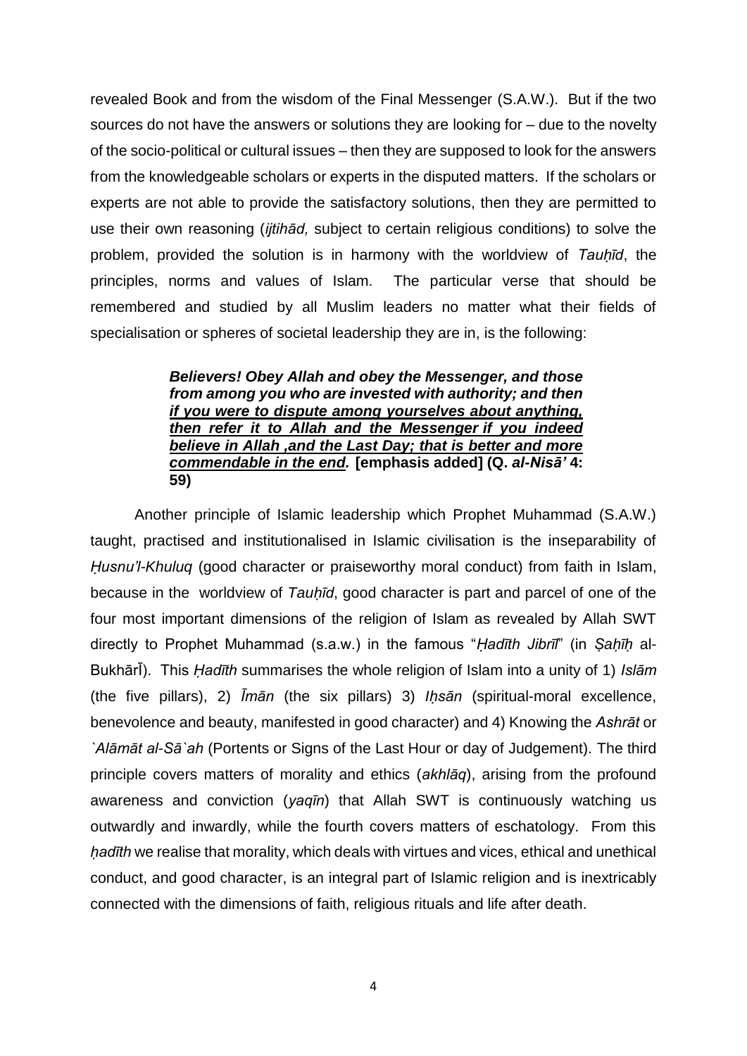revealed Book and from the wisdom of the Final Messenger (S.A.W.). But if the two sources do not have the answers or solutions they are looking for – due to the novelty of the socio-political or cultural issues – then they are supposed to look for the answers from the knowledgeable scholars or experts in the disputed matters. If the scholars or experts are not able to provide the satisfactory solutions, then they are permitted to use their own reasoning (*ijtihād,* subject to certain religious conditions) to solve the problem, provided the solution is in harmony with the worldview of *Tauḥīd*, the principles, norms and values of Islam. The particular verse that should be remembered and studied by all Muslim leaders no matter what their fields of specialisation or spheres of societal leadership they are in, is the following:

> ***Believers! Obey Allah and obey the Messenger, and those from among you who are invested with authority; and then <u>if you were to dispute among yourselves about anything, then refer it to Allah and the Messenger if you indeed believe in Allah ,and the Last Day; that is better and more commendable in the end</u>.*** **[emphasis added] (Q. *al-Nisā'* 4: 59)**

Another principle of Islamic leadership which Prophet Muhammad (S.A.W.) taught, practised and institutionalised in Islamic civilisation is the inseparability of *Ḥusnu'l-Khuluq* (good character or praiseworthy moral conduct) from faith in Islam, because in the worldview of *Tauḥīd*, good character is part and parcel of one of the four most important dimensions of the religion of Islam as revealed by Allah SWT directly to Prophet Muhammad (s.a.w.) in the famous "*Ḥadīth Jibrīl*" (in *Ṣaḥīḥ* al-BukhārĪ). This *Ḥadīth* summarises the whole religion of Islam into a unity of 1) *Islām* (the five pillars), 2) *Īmān* (the six pillars) 3) *Iḥsān* (spiritual-moral excellence, benevolence and beauty, manifested in good character) and 4) Knowing the *Ashrāt* or *`Alāmāt al-Sā`ah* (Portents or Signs of the Last Hour or day of Judgement). The third principle covers matters of morality and ethics (*akhlāq*), arising from the profound awareness and conviction (*yaqīn*) that Allah SWT is continuously watching us outwardly and inwardly, while the fourth covers matters of eschatology. From this *ḥadīth* we realise that morality, which deals with virtues and vices, ethical and unethical conduct, and good character, is an integral part of Islamic religion and is inextricably connected with the dimensions of faith, religious rituals and life after death.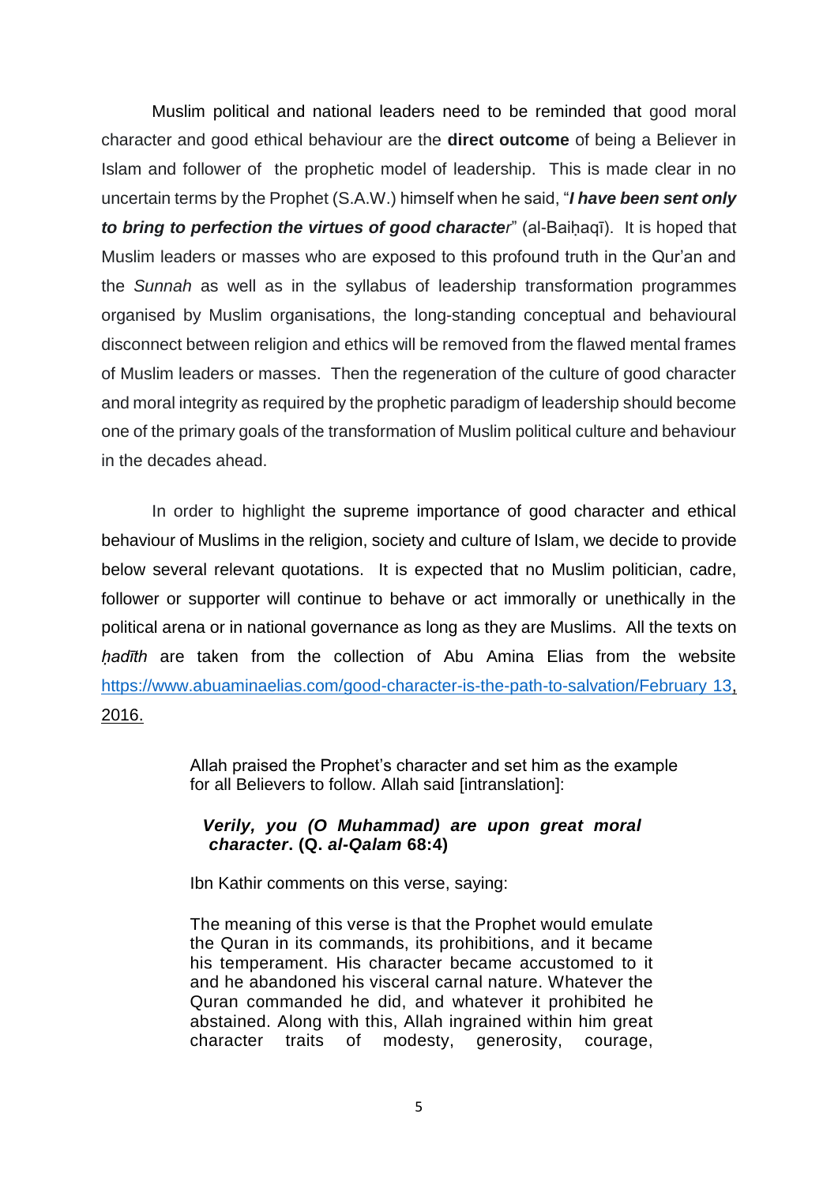Muslim political and national leaders need to be reminded that good moral character and good ethical behaviour are the **direct outcome** of being a Believer in Islam and follower of the prophetic model of leadership. This is made clear in no uncertain terms by the Prophet (S.A.W.) himself when he said, "***I have been sent only to bring to perfection the virtues of good character***" (al-Baiḥaqī). It is hoped that Muslim leaders or masses who are exposed to this profound truth in the Qur'an and the *Sunnah* as well as in the syllabus of leadership transformation programmes organised by Muslim organisations, the long-standing conceptual and behavioural disconnect between religion and ethics will be removed from the flawed mental frames of Muslim leaders or masses. Then the regeneration of the culture of good character and moral integrity as required by the prophetic paradigm of leadership should become one of the primary goals of the transformation of Muslim political culture and behaviour in the decades ahead.

In order to highlight the supreme importance of good character and ethical behaviour of Muslims in the religion, society and culture of Islam, we decide to provide below several relevant quotations. It is expected that no Muslim politician, cadre, follower or supporter will continue to behave or act immorally or unethically in the political arena or in national governance as long as they are Muslims. All the texts on *ḥadīth* are taken from the collection of Abu Amina Elias from the website https://www.abuaminaelias.com/good-character-is-the-path-to-salvation/February 13, 2016.

> Allah praised the Prophet's character and set him as the example for all Believers to follow. Allah said [intranslation]:
>
> ***Verily, you (O Muhammad) are upon great moral character*. (Q. *al-Qalam* 68:4)**
>
> Ibn Kathir comments on this verse, saying:
>
> The meaning of this verse is that the Prophet would emulate the Quran in its commands, its prohibitions, and it became his temperament. His character became accustomed to it and he abandoned his visceral carnal nature. Whatever the Quran commanded he did, and whatever it prohibited he abstained. Along with this, Allah ingrained within him great character traits of modesty, generosity, courage,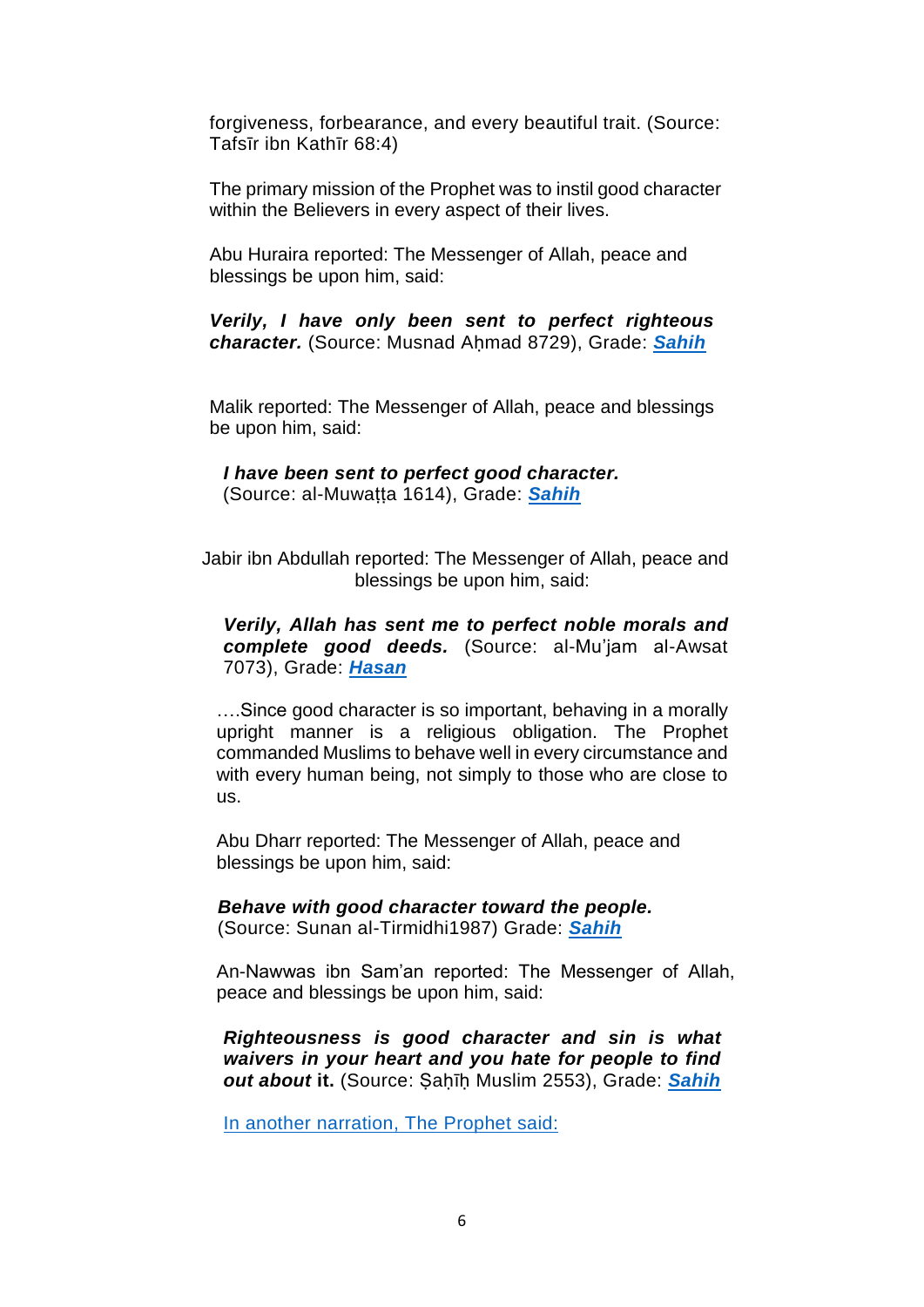forgiveness, forbearance, and every beautiful trait. (Source: Tafsīr ibn Kathīr 68:4)

The primary mission of the Prophet was to instil good character within the Believers in every aspect of their lives.

Abu Huraira reported: The Messenger of Allah, peace and blessings be upon him, said:

***Verily, I have only been sent to perfect righteous character.*** (Source: Musnad Aḥmad 8729), Grade: ***Sahih***

Malik reported: The Messenger of Allah, peace and blessings be upon him, said:

***I have been sent to perfect good character.*** (Source: al-Muwaṭṭa 1614), Grade: ***Sahih***

Jabir ibn Abdullah reported: The Messenger of Allah, peace and blessings be upon him, said:

***Verily, Allah has sent me to perfect noble morals and complete good deeds.*** (Source: al-Mu'jam al-Awsat 7073), Grade: ***Hasan***

….Since good character is so important, behaving in a morally upright manner is a religious obligation. The Prophet commanded Muslims to behave well in every circumstance and with every human being, not simply to those who are close to us.

Abu Dharr reported: The Messenger of Allah, peace and blessings be upon him, said:

***Behave with good character toward the people.*** (Source: Sunan al-Tirmidhi1987) Grade: ***Sahih***

An-Nawwas ibn Sam'an reported: The Messenger of Allah, peace and blessings be upon him, said:

***Righteousness is good character and sin is what waivers in your heart and you hate for people to find out about* it.** (Source: Ṣaḥīḥ Muslim 2553), Grade: ***Sahih***

In another narration, The Prophet said: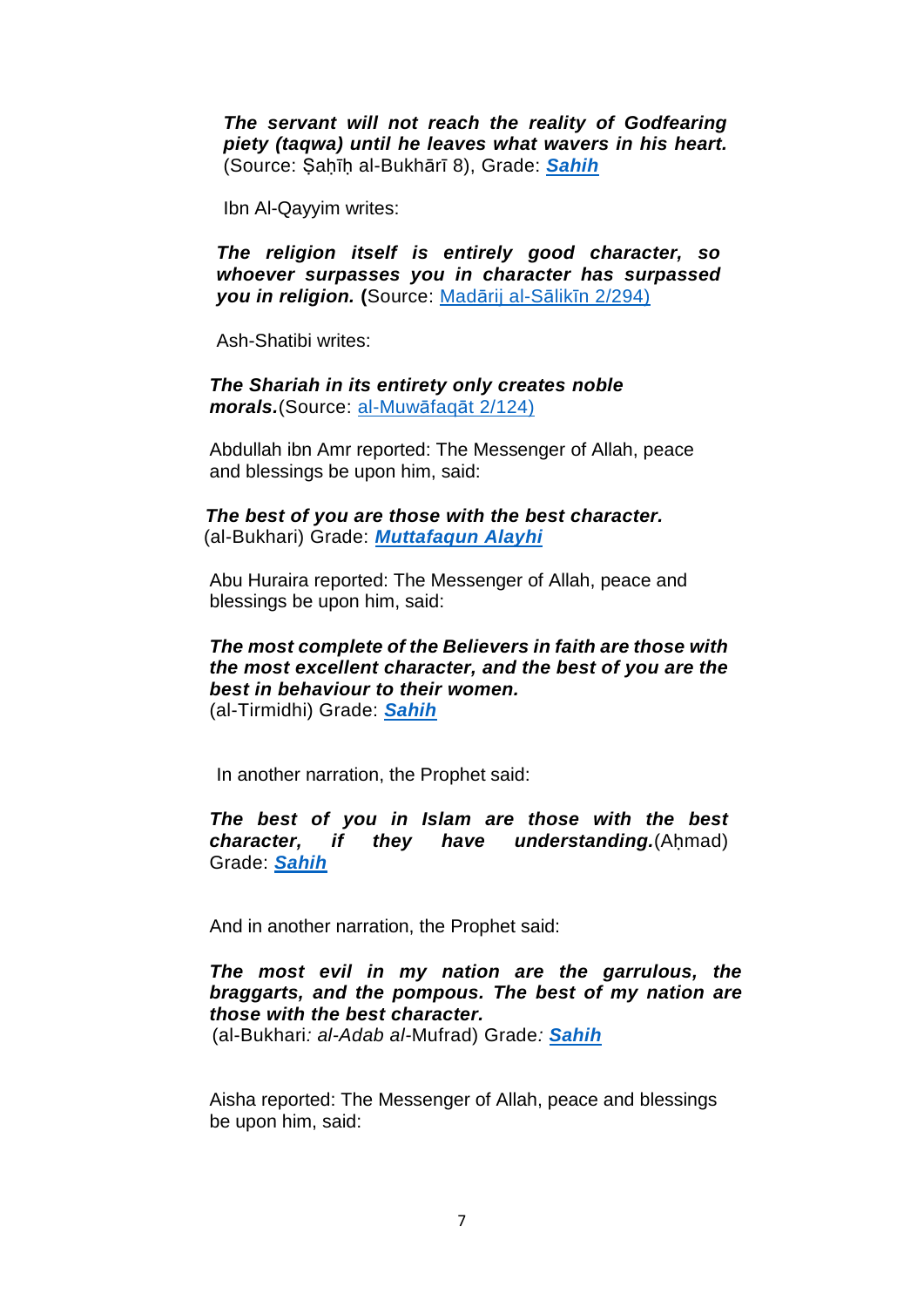***The servant will not reach the reality of Godfearing piety (taqwa) until he leaves what wavers in his heart.*** (Source: Ṣaḥīḥ al-Bukhārī 8), Grade: ***Sahih***

Ibn Al-Qayyim writes:

***The religion itself is entirely good character, so whoever surpasses you in character has surpassed you in religion.*** **(**Source: Madārij al-Sālikīn 2/294)

Ash-Shatibi writes:

***The Shariah in its entirety only creates noble morals.***(Source: al-Muwāfaqāt 2/124)

Abdullah ibn Amr reported: The Messenger of Allah, peace and blessings be upon him, said:

***The best of you are those with the best character.*** (al-Bukhari) Grade: ***Muttafaqun Alayhi***

Abu Huraira reported: The Messenger of Allah, peace and blessings be upon him, said:

***The most complete of the Believers in faith are those with the most excellent character, and the best of you are the best in behaviour to their women.***
(al-Tirmidhi) Grade: ***Sahih***

In another narration, the Prophet said:

***The best of you in Islam are those with the best character, if they have understanding.***(Aḥmad) Grade: ***Sahih***

And in another narration, the Prophet said:

***The most evil in my nation are the garrulous, the braggarts, and the pompous. The best of my nation are those with the best character.***
(al-Bukhari*: al-Adab al*-Mufrad) Grade*:* ***Sahih***

Aisha reported: The Messenger of Allah, peace and blessings be upon him, said: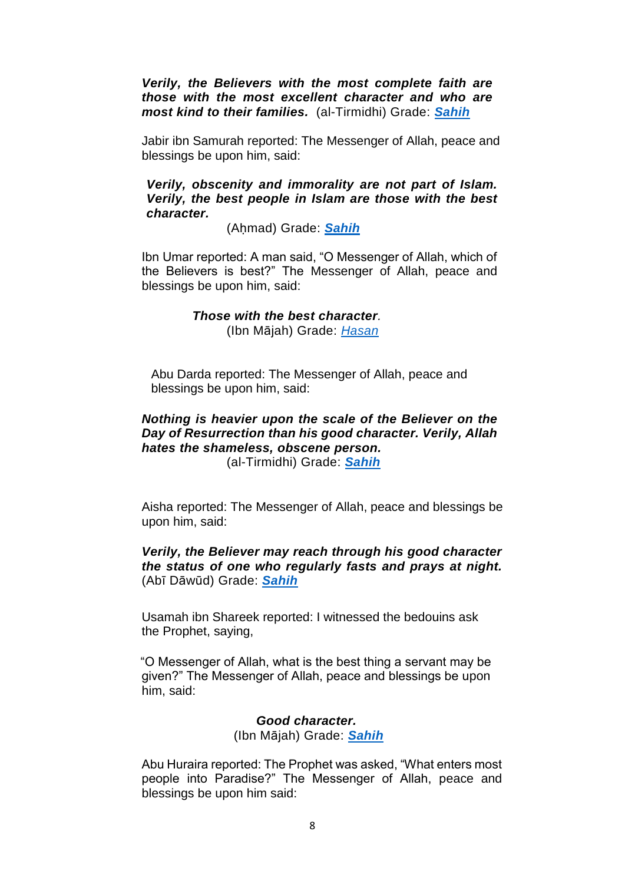***Verily, the Believers with the most complete faith are those with the most excellent character and who are most kind to their families.*** (al-Tirmidhi) Grade: ***Sahih***

Jabir ibn Samurah reported: The Messenger of Allah, peace and blessings be upon him, said:

***Verily, obscenity and immorality are not part of Islam. Verily, the best people in Islam are those with the best character.***

(Aḥmad) Grade: ***Sahih***

Ibn Umar reported: A man said, "O Messenger of Allah, which of the Believers is best?" The Messenger of Allah, peace and blessings be upon him, said:

***Those with the best character***.

(Ibn Mājah) Grade: *Hasan*

Abu Darda reported: The Messenger of Allah, peace and blessings be upon him, said:

***Nothing is heavier upon the scale of the Believer on the Day of Resurrection than his good character. Verily, Allah hates the shameless, obscene person.***

(al-Tirmidhi) Grade: ***Sahih***

Aisha reported: The Messenger of Allah, peace and blessings be upon him, said:

***Verily, the Believer may reach through his good character the status of one who regularly fasts and prays at night.*** (Abī Dāwūd) Grade: ***Sahih***

Usamah ibn Shareek reported: I witnessed the bedouins ask the Prophet, saying,

"O Messenger of Allah, what is the best thing a servant may be given?" The Messenger of Allah, peace and blessings be upon him, said:

***Good character.***

(Ibn Mājah) Grade: ***Sahih***

Abu Huraira reported: The Prophet was asked, "What enters most people into Paradise?" The Messenger of Allah, peace and blessings be upon him said: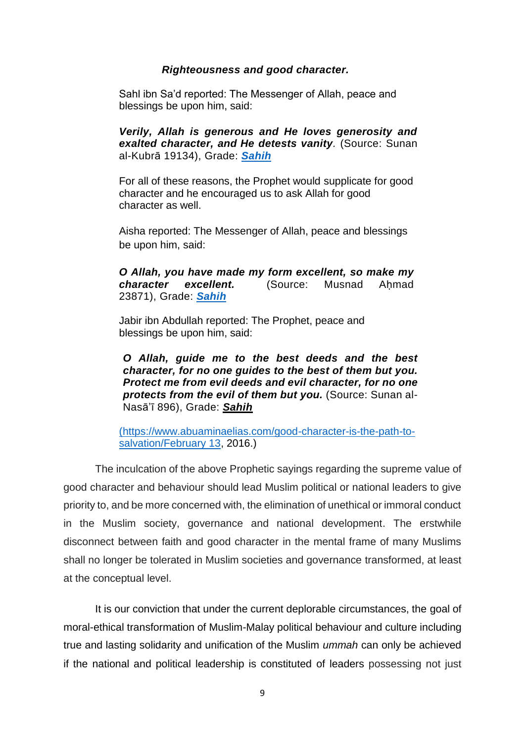*Righteousness and good character.*

Sahl ibn Sa'd reported: The Messenger of Allah, peace and blessings be upon him, said:

***Verily, Allah is generous and He loves generosity and exalted character, and He detests vanity.*** (Source: Sunan al-Kubrā 19134), Grade: [***Sahih***]

For all of these reasons, the Prophet would supplicate for good character and he encouraged us to ask Allah for good character as well.

Aisha reported: The Messenger of Allah, peace and blessings be upon him, said:

***O Allah, you have made my form excellent, so make my character excellent.*** (Source: Musnad Aḥmad 23871), Grade: [***Sahih***]

Jabir ibn Abdullah reported: The Prophet, peace and blessings be upon him, said:

***O Allah, guide me to the best deeds and the best character, for no one guides to the best of them but you. Protect me from evil deeds and evil character, for no one protects from the evil of them but you.*** (Source: Sunan al-Nasā'ī 896), Grade: ***Sahih***

(https://www.abuaminaelias.com/good-character-is-the-path-to-salvation/February 13, 2016.)

The inculcation of the above Prophetic sayings regarding the supreme value of good character and behaviour should lead Muslim political or national leaders to give priority to, and be more concerned with, the elimination of unethical or immoral conduct in the Muslim society, governance and national development. The erstwhile disconnect between faith and good character in the mental frame of many Muslims shall no longer be tolerated in Muslim societies and governance transformed, at least at the conceptual level.

It is our conviction that under the current deplorable circumstances, the goal of moral-ethical transformation of Muslim-Malay political behaviour and culture including true and lasting solidarity and unification of the Muslim *ummah* can only be achieved if the national and political leadership is constituted of leaders possessing not just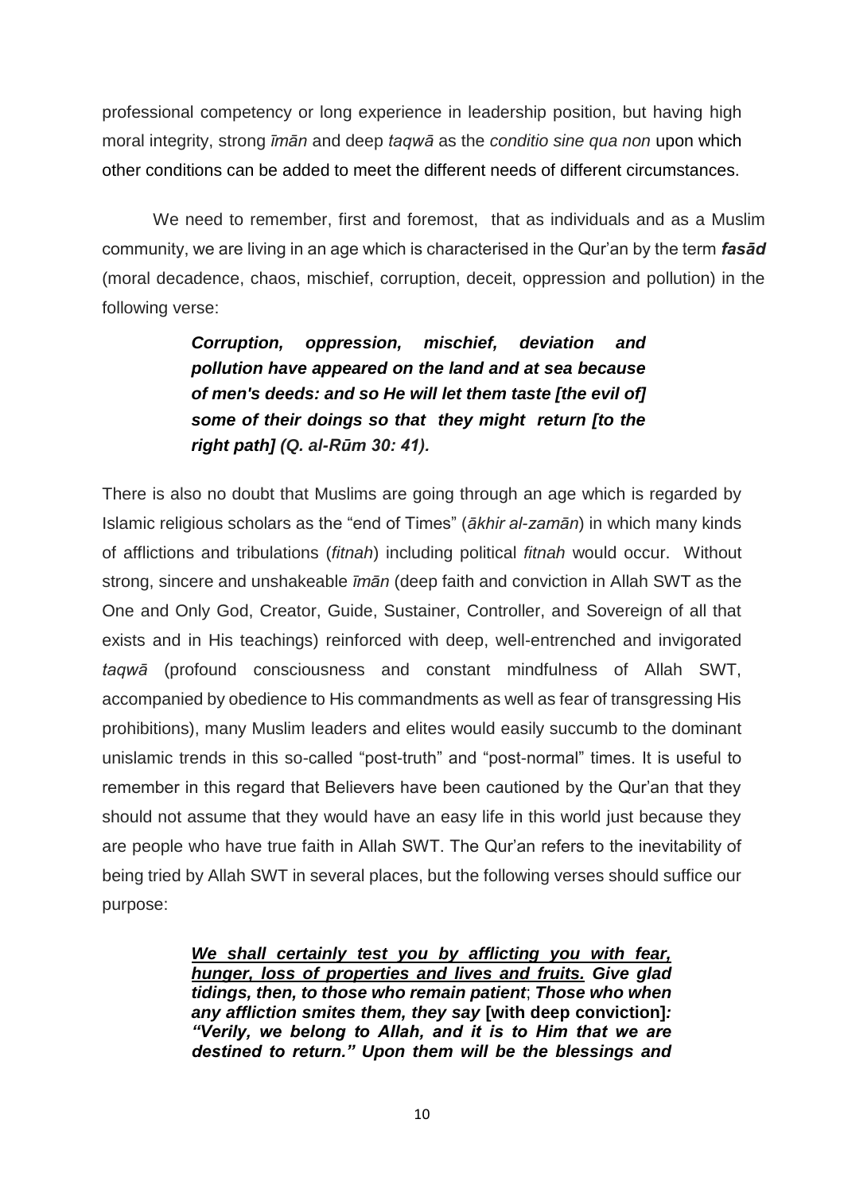professional competency or long experience in leadership position, but having high moral integrity, strong *īmān* and deep *taqwā* as the *conditio sine qua non* upon which other conditions can be added to meet the different needs of different circumstances.

We need to remember, first and foremost, that as individuals and as a Muslim community, we are living in an age which is characterised in the Qur'an by the term ***fasād*** (moral decadence, chaos, mischief, corruption, deceit, oppression and pollution) in the following verse:

> ***Corruption, oppression, mischief, deviation and pollution have appeared on the land and at sea because of men's deeds: and so He will let them taste [the evil of] some of their doings so that they might return [to the right path] (Q. al-Rūm 30: 41).***

There is also no doubt that Muslims are going through an age which is regarded by Islamic religious scholars as the "end of Times" (*ākhir al-zamān*) in which many kinds of afflictions and tribulations (*fitnah*) including political *fitnah* would occur. Without strong, sincere and unshakeable *īmān* (deep faith and conviction in Allah SWT as the One and Only God, Creator, Guide, Sustainer, Controller, and Sovereign of all that exists and in His teachings) reinforced with deep, well-entrenched and invigorated *taqwā* (profound consciousness and constant mindfulness of Allah SWT, accompanied by obedience to His commandments as well as fear of transgressing His prohibitions), many Muslim leaders and elites would easily succumb to the dominant unislamic trends in this so-called "post-truth" and "post-normal" times. It is useful to remember in this regard that Believers have been cautioned by the Qur'an that they should not assume that they would have an easy life in this world just because they are people who have true faith in Allah SWT. The Qur'an refers to the inevitability of being tried by Allah SWT in several places, but the following verses should suffice our purpose:

> ***<u>We shall certainly test you by afflicting you with fear, hunger, loss of properties and lives and fruits.</u> Give glad tidings, then, to those who remain patient*; *Those who when any affliction smites them, they say* [with deep conviction]*: "Verily, we belong to Allah, and it is to Him that we are destined to return." Upon them will be the blessings and***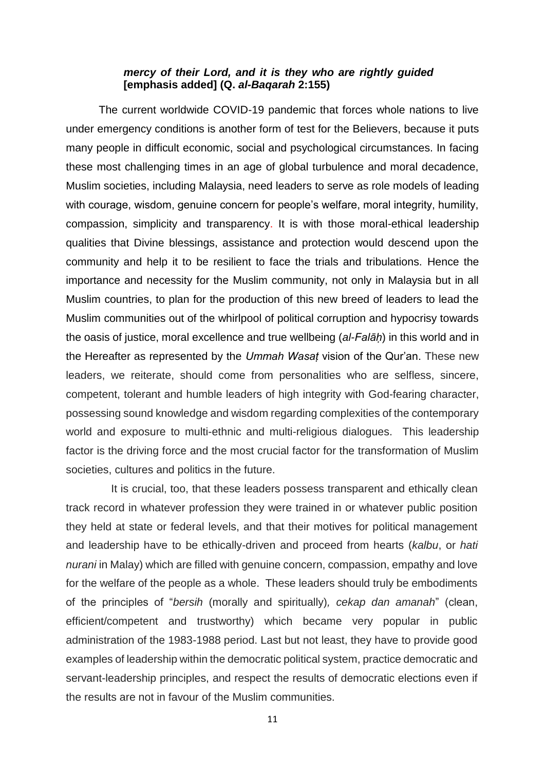> ***mercy of their Lord, and it is they who are rightly guided* [emphasis added] (Q. *al-Baqarah* 2:155)**

The current worldwide COVID-19 pandemic that forces whole nations to live under emergency conditions is another form of test for the Believers, because it puts many people in difficult economic, social and psychological circumstances. In facing these most challenging times in an age of global turbulence and moral decadence, Muslim societies, including Malaysia, need leaders to serve as role models of leading with courage, wisdom, genuine concern for people's welfare, moral integrity, humility, compassion, simplicity and transparency. It is with those moral-ethical leadership qualities that Divine blessings, assistance and protection would descend upon the community and help it to be resilient to face the trials and tribulations. Hence the importance and necessity for the Muslim community, not only in Malaysia but in all Muslim countries, to plan for the production of this new breed of leaders to lead the Muslim communities out of the whirlpool of political corruption and hypocrisy towards the oasis of justice, moral excellence and true wellbeing (*al-Falāḥ*) in this world and in the Hereafter as represented by the *Ummah Wasaṭ* vision of the Qur'an. These new leaders, we reiterate, should come from personalities who are selfless, sincere, competent, tolerant and humble leaders of high integrity with God-fearing character, possessing sound knowledge and wisdom regarding complexities of the contemporary world and exposure to multi-ethnic and multi-religious dialogues. This leadership factor is the driving force and the most crucial factor for the transformation of Muslim societies, cultures and politics in the future.

It is crucial, too, that these leaders possess transparent and ethically clean track record in whatever profession they were trained in or whatever public position they held at state or federal levels, and that their motives for political management and leadership have to be ethically-driven and proceed from hearts (*kalbu*, or *hati nurani* in Malay) which are filled with genuine concern, compassion, empathy and love for the welfare of the people as a whole. These leaders should truly be embodiments of the principles of "*bersih* (morally and spiritually)*, cekap dan amanah*" (clean, efficient/competent and trustworthy) which became very popular in public administration of the 1983-1988 period. Last but not least, they have to provide good examples of leadership within the democratic political system, practice democratic and servant-leadership principles, and respect the results of democratic elections even if the results are not in favour of the Muslim communities.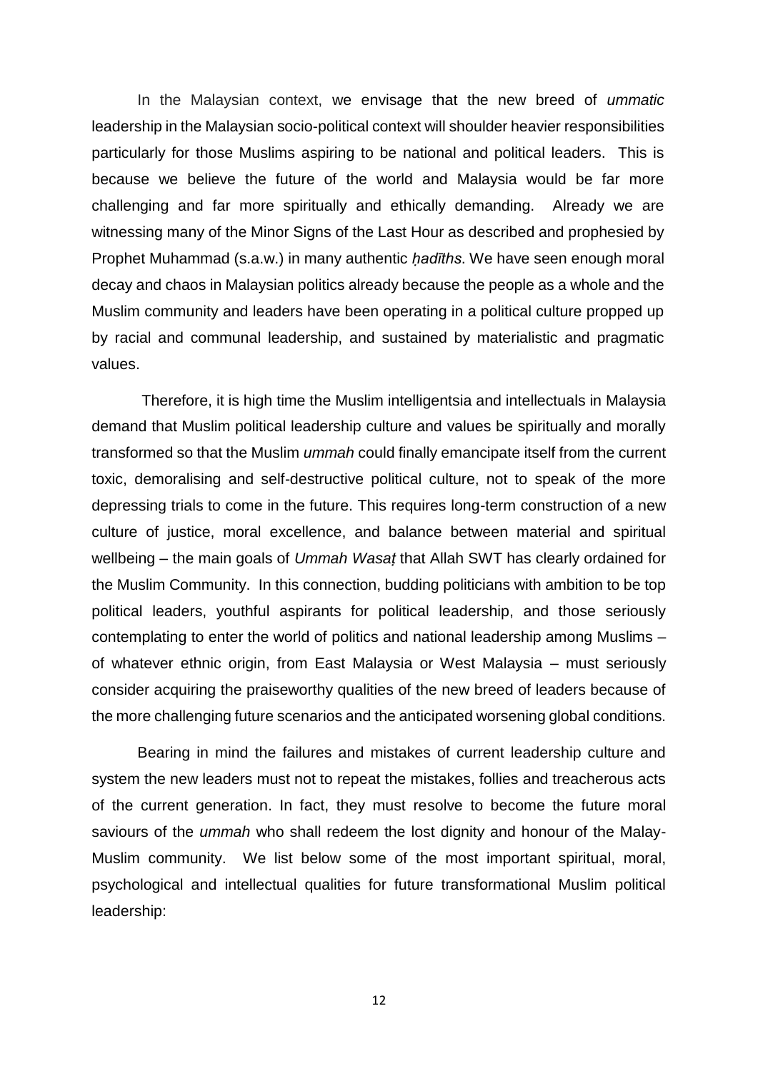In the Malaysian context, we envisage that the new breed of *ummatic* leadership in the Malaysian socio-political context will shoulder heavier responsibilities particularly for those Muslims aspiring to be national and political leaders. This is because we believe the future of the world and Malaysia would be far more challenging and far more spiritually and ethically demanding. Already we are witnessing many of the Minor Signs of the Last Hour as described and prophesied by Prophet Muhammad (s.a.w.) in many authentic *ḥadīths*. We have seen enough moral decay and chaos in Malaysian politics already because the people as a whole and the Muslim community and leaders have been operating in a political culture propped up by racial and communal leadership, and sustained by materialistic and pragmatic values.

Therefore, it is high time the Muslim intelligentsia and intellectuals in Malaysia demand that Muslim political leadership culture and values be spiritually and morally transformed so that the Muslim *ummah* could finally emancipate itself from the current toxic, demoralising and self-destructive political culture, not to speak of the more depressing trials to come in the future. This requires long-term construction of a new culture of justice, moral excellence, and balance between material and spiritual wellbeing – the main goals of *Ummah Wasaṭ* that Allah SWT has clearly ordained for the Muslim Community. In this connection, budding politicians with ambition to be top political leaders, youthful aspirants for political leadership, and those seriously contemplating to enter the world of politics and national leadership among Muslims – of whatever ethnic origin, from East Malaysia or West Malaysia – must seriously consider acquiring the praiseworthy qualities of the new breed of leaders because of the more challenging future scenarios and the anticipated worsening global conditions.

Bearing in mind the failures and mistakes of current leadership culture and system the new leaders must not to repeat the mistakes, follies and treacherous acts of the current generation. In fact, they must resolve to become the future moral saviours of the *ummah* who shall redeem the lost dignity and honour of the Malay-Muslim community. We list below some of the most important spiritual, moral, psychological and intellectual qualities for future transformational Muslim political leadership: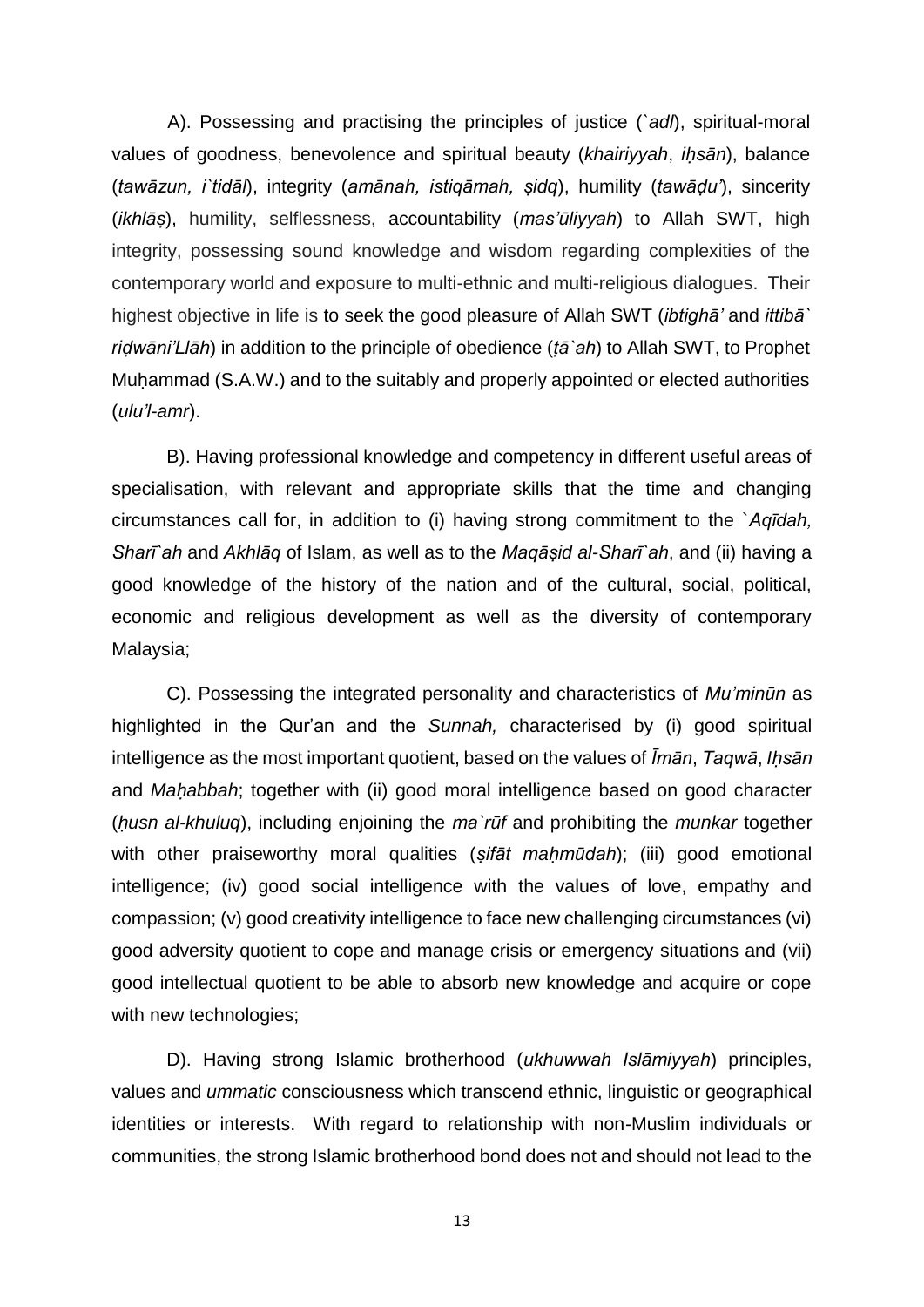A). Possessing and practising the principles of justice (*`adl*), spiritual-moral values of goodness, benevolence and spiritual beauty (*khairiyyah*, *iḥsān*), balance (*tawāzun, i`tidāl*), integrity (*amānah, istiqāmah, ṣidq*), humility (*tawāḍu'*), sincerity (*ikhlāṣ*), humility, selflessness, accountability (*mas'ūliyyah*) to Allah SWT, high integrity, possessing sound knowledge and wisdom regarding complexities of the contemporary world and exposure to multi-ethnic and multi-religious dialogues. Their highest objective in life is to seek the good pleasure of Allah SWT (*ibtighā'* and *ittibā` riḍwāni'Llāh*) in addition to the principle of obedience (*ṭā`ah*) to Allah SWT, to Prophet Muḥammad (S.A.W.) and to the suitably and properly appointed or elected authorities (*ulu'l-amr*).

B). Having professional knowledge and competency in different useful areas of specialisation, with relevant and appropriate skills that the time and changing circumstances call for, in addition to (i) having strong commitment to the *`Aqīdah, Sharī`ah* and *Akhlāq* of Islam, as well as to the *Maqāṣid al-Sharī`ah*, and (ii) having a good knowledge of the history of the nation and of the cultural, social, political, economic and religious development as well as the diversity of contemporary Malaysia;

C). Possessing the integrated personality and characteristics of *Mu'minūn* as highlighted in the Qur'an and the *Sunnah,* characterised by (i) good spiritual intelligence as the most important quotient, based on the values of *Īmān*, *Taqwā*, *Iḥsān* and *Maḥabbah*; together with (ii) good moral intelligence based on good character (*ḥusn al-khuluq*), including enjoining the *ma`rūf* and prohibiting the *munkar* together with other praiseworthy moral qualities (*ṣifāt maḥmūdah*); (iii) good emotional intelligence; (iv) good social intelligence with the values of love, empathy and compassion; (v) good creativity intelligence to face new challenging circumstances (vi) good adversity quotient to cope and manage crisis or emergency situations and (vii) good intellectual quotient to be able to absorb new knowledge and acquire or cope with new technologies;

D). Having strong Islamic brotherhood (*ukhuwwah Islāmiyyah*) principles, values and *ummatic* consciousness which transcend ethnic, linguistic or geographical identities or interests. With regard to relationship with non-Muslim individuals or communities, the strong Islamic brotherhood bond does not and should not lead to the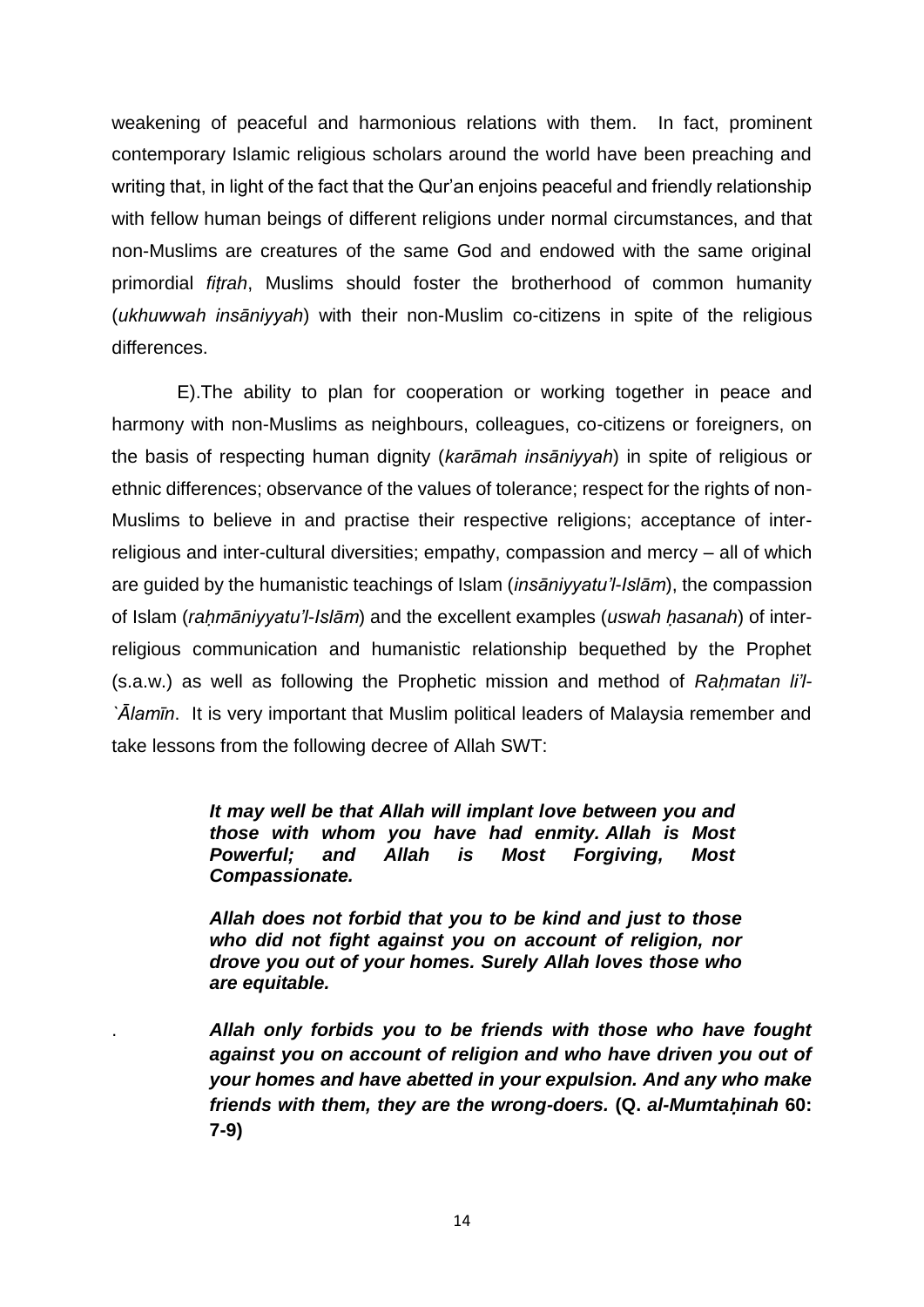weakening of peaceful and harmonious relations with them. In fact, prominent contemporary Islamic religious scholars around the world have been preaching and writing that, in light of the fact that the Qur'an enjoins peaceful and friendly relationship with fellow human beings of different religions under normal circumstances, and that non-Muslims are creatures of the same God and endowed with the same original primordial *fiṭrah*, Muslims should foster the brotherhood of common humanity (*ukhuwwah insāniyyah*) with their non-Muslim co-citizens in spite of the religious differences.

E).The ability to plan for cooperation or working together in peace and harmony with non-Muslims as neighbours, colleagues, co-citizens or foreigners, on the basis of respecting human dignity (*karāmah insāniyyah*) in spite of religious or ethnic differences; observance of the values of tolerance; respect for the rights of non-Muslims to believe in and practise their respective religions; acceptance of inter-religious and inter-cultural diversities; empathy, compassion and mercy – all of which are guided by the humanistic teachings of Islam (*insāniyyatu'l-Islām*), the compassion of Islam (*raḥmāniyyatu'l-Islām*) and the excellent examples (*uswah ḥasanah*) of inter-religious communication and humanistic relationship bequethed by the Prophet (s.a.w.) as well as following the Prophetic mission and method of *Raḥmatan li'l-`Ālamīn*. It is very important that Muslim political leaders of Malaysia remember and take lessons from the following decree of Allah SWT:

> ***It may well be that Allah will implant love between you and those with whom you have had enmity. Allah is Most Powerful; and Allah is Most Forgiving, Most Compassionate.***
>
> ***Allah does not forbid that you to be kind and just to those who did not fight against you on account of religion, nor drove you out of your homes. Surely Allah loves those who are equitable.***
>
> ***Allah only forbids you to be friends with those who have fought against you on account of religion and who have driven you out of your homes and have abetted in your expulsion. And any who make friends with them, they are the wrong-doers.*** **(Q. *al-Mumtaḥinah* 60: 7-9)**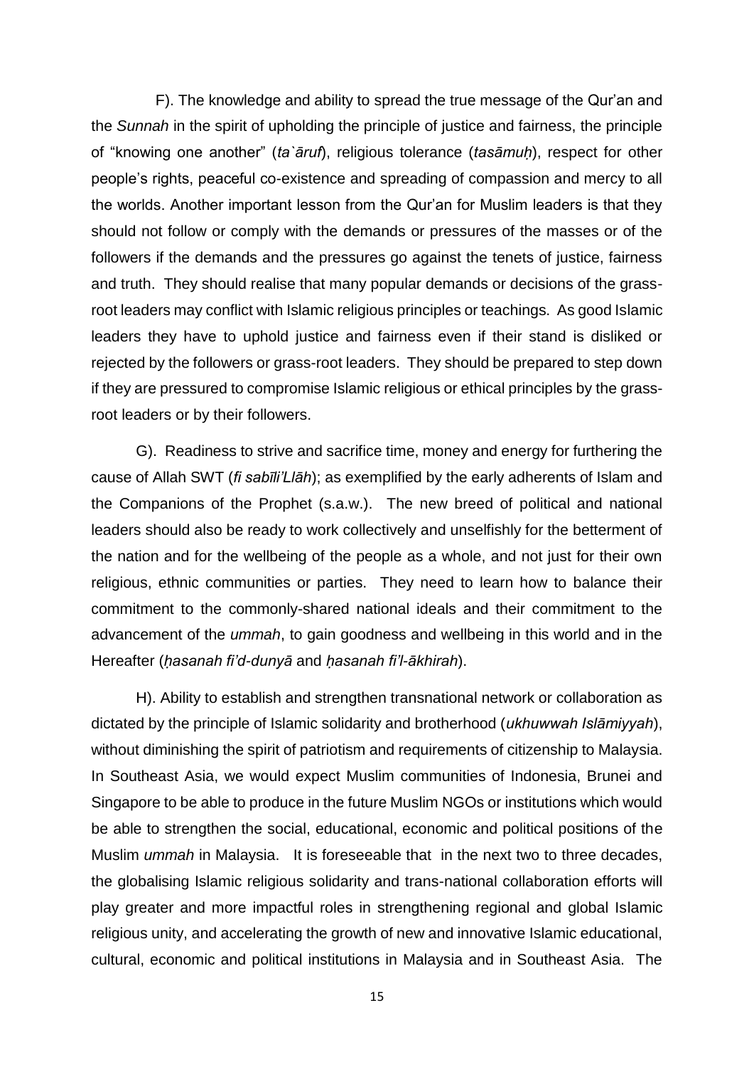F). The knowledge and ability to spread the true message of the Qur'an and the *Sunnah* in the spirit of upholding the principle of justice and fairness, the principle of "knowing one another" (*ta`āruf*), religious tolerance (*tasāmuḥ*), respect for other people's rights, peaceful co-existence and spreading of compassion and mercy to all the worlds. Another important lesson from the Qur'an for Muslim leaders is that they should not follow or comply with the demands or pressures of the masses or of the followers if the demands and the pressures go against the tenets of justice, fairness and truth. They should realise that many popular demands or decisions of the grass-root leaders may conflict with Islamic religious principles or teachings. As good Islamic leaders they have to uphold justice and fairness even if their stand is disliked or rejected by the followers or grass-root leaders. They should be prepared to step down if they are pressured to compromise Islamic religious or ethical principles by the grass-root leaders or by their followers.

G). Readiness to strive and sacrifice time, money and energy for furthering the cause of Allah SWT (*fi sabīli'Llāh*); as exemplified by the early adherents of Islam and the Companions of the Prophet (s.a.w.). The new breed of political and national leaders should also be ready to work collectively and unselfishly for the betterment of the nation and for the wellbeing of the people as a whole, and not just for their own religious, ethnic communities or parties. They need to learn how to balance their commitment to the commonly-shared national ideals and their commitment to the advancement of the *ummah*, to gain goodness and wellbeing in this world and in the Hereafter (*ḥasanah fi'd-dunyā* and *ḥasanah fi'l-ākhirah*).

H). Ability to establish and strengthen transnational network or collaboration as dictated by the principle of Islamic solidarity and brotherhood (*ukhuwwah Islāmiyyah*), without diminishing the spirit of patriotism and requirements of citizenship to Malaysia. In Southeast Asia, we would expect Muslim communities of Indonesia, Brunei and Singapore to be able to produce in the future Muslim NGOs or institutions which would be able to strengthen the social, educational, economic and political positions of the Muslim *ummah* in Malaysia. It is foreseeable that in the next two to three decades, the globalising Islamic religious solidarity and trans-national collaboration efforts will play greater and more impactful roles in strengthening regional and global Islamic religious unity, and accelerating the growth of new and innovative Islamic educational, cultural, economic and political institutions in Malaysia and in Southeast Asia. The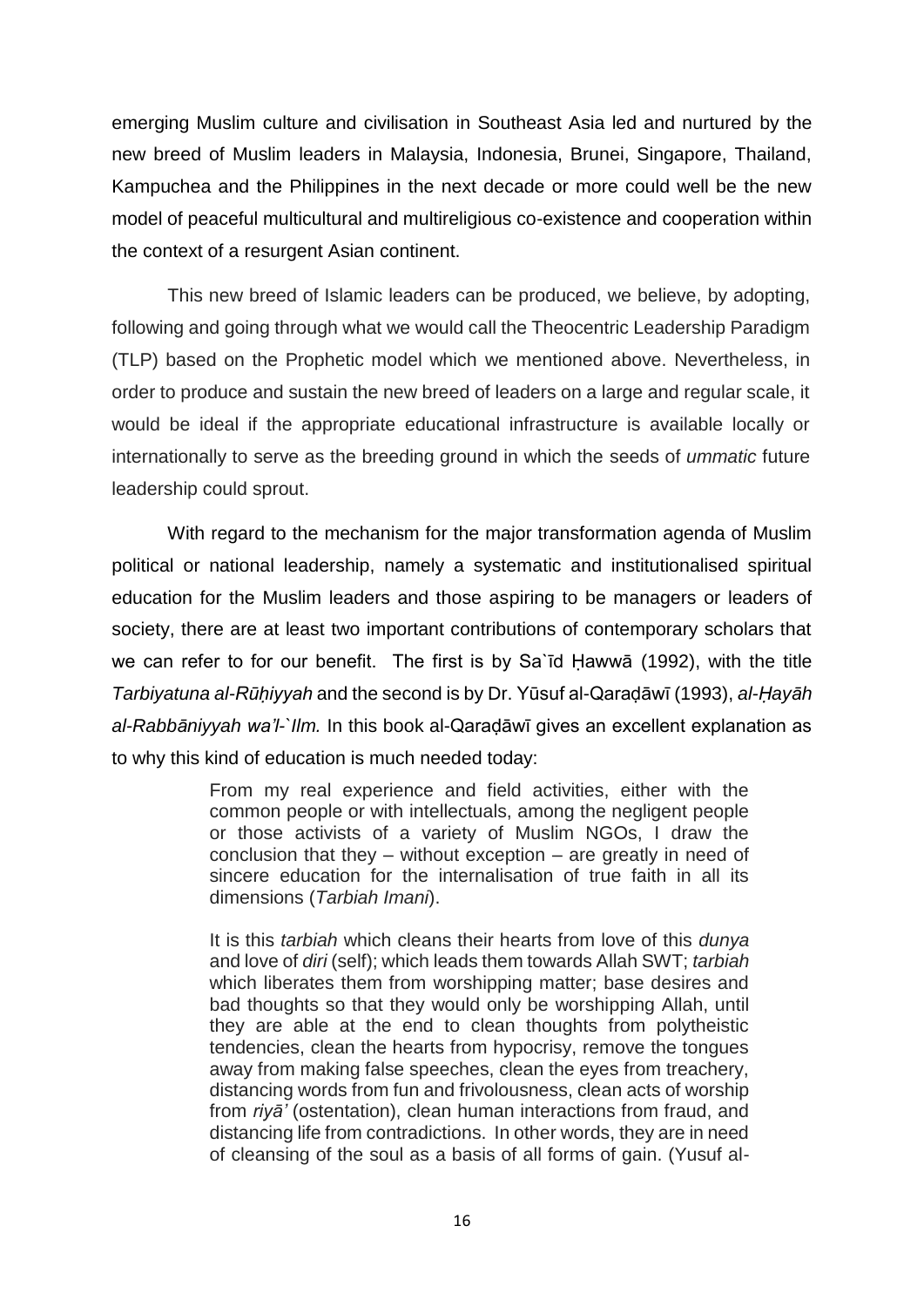emerging Muslim culture and civilisation in Southeast Asia led and nurtured by the new breed of Muslim leaders in Malaysia, Indonesia, Brunei, Singapore, Thailand, Kampuchea and the Philippines in the next decade or more could well be the new model of peaceful multicultural and multireligious co-existence and cooperation within the context of a resurgent Asian continent.

This new breed of Islamic leaders can be produced, we believe, by adopting, following and going through what we would call the Theocentric Leadership Paradigm (TLP) based on the Prophetic model which we mentioned above. Nevertheless, in order to produce and sustain the new breed of leaders on a large and regular scale, it would be ideal if the appropriate educational infrastructure is available locally or internationally to serve as the breeding ground in which the seeds of *ummatic* future leadership could sprout.

With regard to the mechanism for the major transformation agenda of Muslim political or national leadership, namely a systematic and institutionalised spiritual education for the Muslim leaders and those aspiring to be managers or leaders of society, there are at least two important contributions of contemporary scholars that we can refer to for our benefit. The first is by Sa`īd Ḥawwā (1992), with the title *Tarbiyatuna al-Rūḥiyyah* and the second is by Dr. Yūsuf al-Qaraḍāwī (1993), *al-Ḥayāh al-Rabbāniyyah wa'l-`Ilm.* In this book al-Qaraḍāwī gives an excellent explanation as to why this kind of education is much needed today:

> From my real experience and field activities, either with the common people or with intellectuals, among the negligent people or those activists of a variety of Muslim NGOs, I draw the conclusion that they – without exception – are greatly in need of sincere education for the internalisation of true faith in all its dimensions (*Tarbiah Imani*).
>
> It is this *tarbiah* which cleans their hearts from love of this *dunya* and love of *diri* (self); which leads them towards Allah SWT; *tarbiah* which liberates them from worshipping matter; base desires and bad thoughts so that they would only be worshipping Allah, until they are able at the end to clean thoughts from polytheistic tendencies, clean the hearts from hypocrisy, remove the tongues away from making false speeches, clean the eyes from treachery, distancing words from fun and frivolousness, clean acts of worship from *riyā'* (ostentation), clean human interactions from fraud, and distancing life from contradictions. In other words, they are in need of cleansing of the soul as a basis of all forms of gain. (Yusuf al-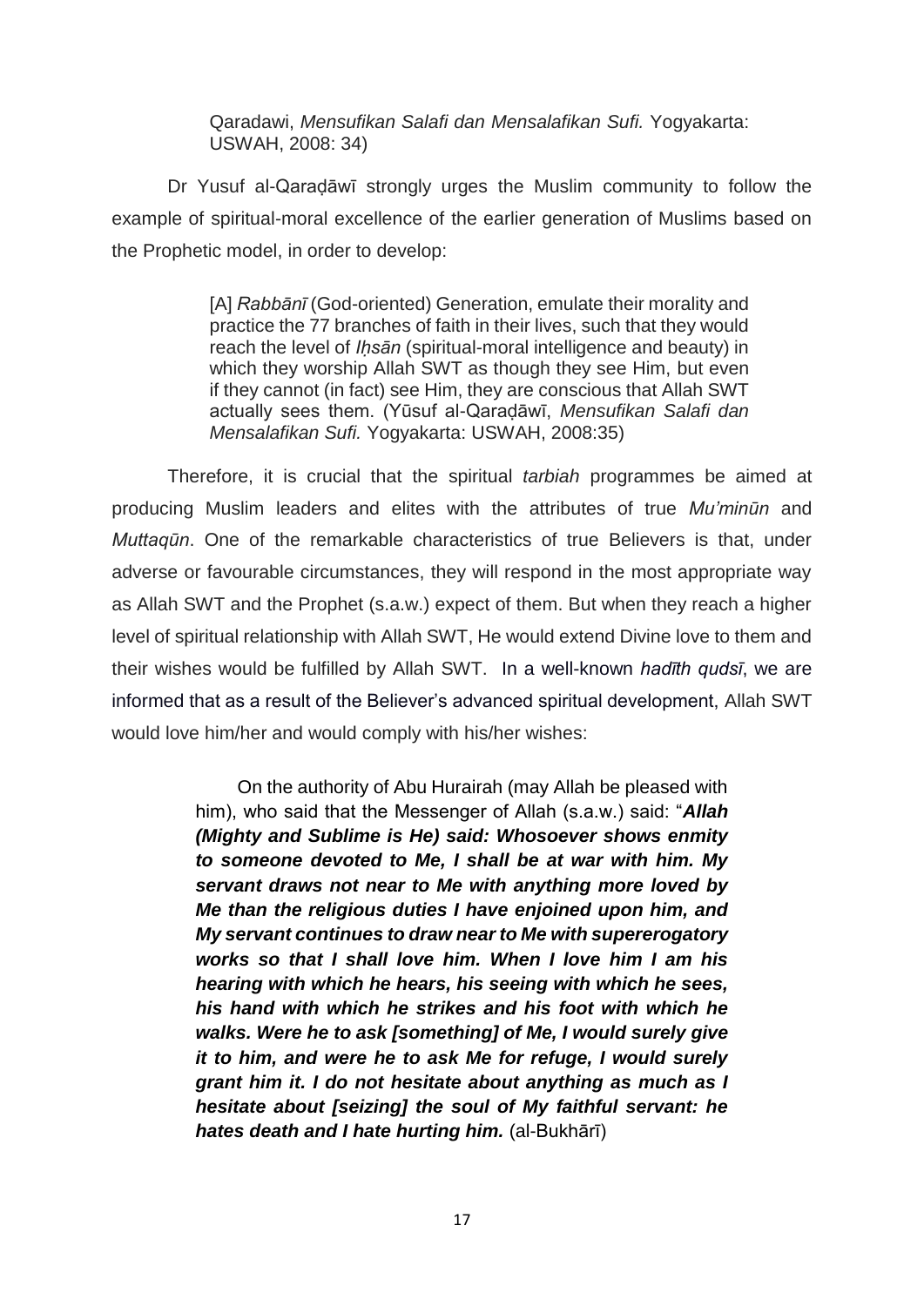> Qaradawi, *Mensufikan Salafi dan Mensalafikan Sufi.* Yogyakarta: USWAH, 2008: 34)

Dr Yusuf al-Qaraḍāwī strongly urges the Muslim community to follow the example of spiritual-moral excellence of the earlier generation of Muslims based on the Prophetic model, in order to develop:

> [A] *Rabbānī* (God-oriented) Generation, emulate their morality and practice the 77 branches of faith in their lives, such that they would reach the level of *Iḥsān* (spiritual-moral intelligence and beauty) in which they worship Allah SWT as though they see Him, but even if they cannot (in fact) see Him, they are conscious that Allah SWT actually sees them. (Yūsuf al-Qaraḍāwī, *Mensufikan Salafi dan Mensalafikan Sufi.* Yogyakarta: USWAH, 2008:35)

Therefore, it is crucial that the spiritual *tarbiah* programmes be aimed at producing Muslim leaders and elites with the attributes of true *Mu'minūn* and *Muttaqūn*. One of the remarkable characteristics of true Believers is that, under adverse or favourable circumstances, they will respond in the most appropriate way as Allah SWT and the Prophet (s.a.w.) expect of them. But when they reach a higher level of spiritual relationship with Allah SWT, He would extend Divine love to them and their wishes would be fulfilled by Allah SWT. In a well-known *hadīth qudsī*, we are informed that as a result of the Believer's advanced spiritual development, Allah SWT would love him/her and would comply with his/her wishes:

> On the authority of Abu Hurairah (may Allah be pleased with him), who said that the Messenger of Allah (s.a.w.) said: "***Allah (Mighty and Sublime is He) said: Whosoever shows enmity to someone devoted to Me, I shall be at war with him. My servant draws not near to Me with anything more loved by Me than the religious duties I have enjoined upon him, and My servant continues to draw near to Me with supererogatory works so that I shall love him. When I love him I am his hearing with which he hears, his seeing with which he sees, his hand with which he strikes and his foot with which he walks. Were he to ask [something] of Me, I would surely give it to him, and were he to ask Me for refuge, I would surely grant him it. I do not hesitate about anything as much as I hesitate about [seizing] the soul of My faithful servant: he hates death and I hate hurting him.*** (al-Bukhārī)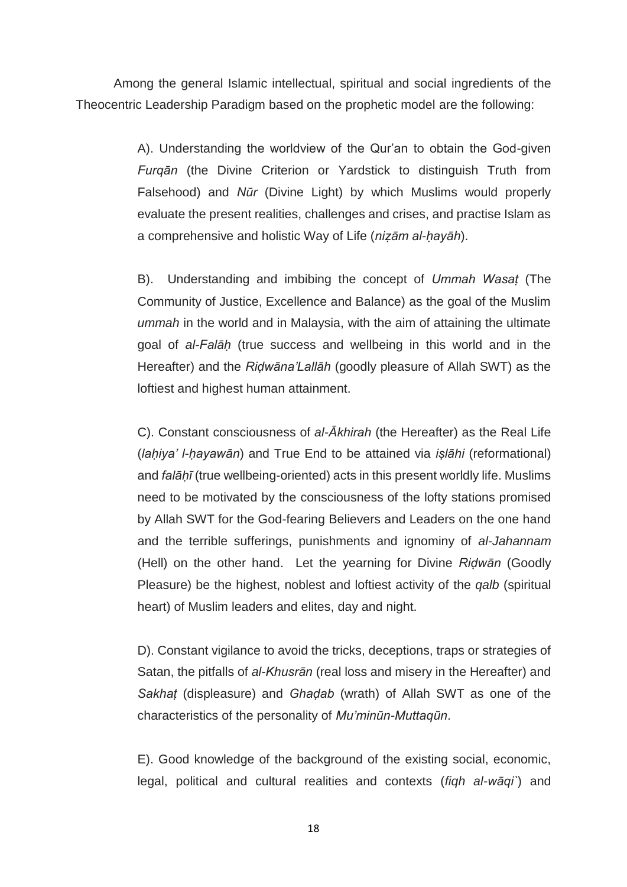Among the general Islamic intellectual, spiritual and social ingredients of the Theocentric Leadership Paradigm based on the prophetic model are the following:

A). Understanding the worldview of the Qur'an to obtain the God-given *Furqān* (the Divine Criterion or Yardstick to distinguish Truth from Falsehood) and *Nūr* (Divine Light) by which Muslims would properly evaluate the present realities, challenges and crises, and practise Islam as a comprehensive and holistic Way of Life (*niẓām al-ḥayāh*).

B). Understanding and imbibing the concept of *Ummah Wasaṭ* (The Community of Justice, Excellence and Balance) as the goal of the Muslim *ummah* in the world and in Malaysia, with the aim of attaining the ultimate goal of *al-Falāḥ* (true success and wellbeing in this world and in the Hereafter) and the *Riḍwāna'Lallāh* (goodly pleasure of Allah SWT) as the loftiest and highest human attainment.

C). Constant consciousness of *al-Ākhirah* (the Hereafter) as the Real Life (*laḥiya' l-ḥayawān*) and True End to be attained via *iṣlāhi* (reformational) and *falāḥī* (true wellbeing-oriented) acts in this present worldly life. Muslims need to be motivated by the consciousness of the lofty stations promised by Allah SWT for the God-fearing Believers and Leaders on the one hand and the terrible sufferings, punishments and ignominy of *al-Jahannam* (Hell) on the other hand. Let the yearning for Divine *Riḍwān* (Goodly Pleasure) be the highest, noblest and loftiest activity of the *qalb* (spiritual heart) of Muslim leaders and elites, day and night.

D). Constant vigilance to avoid the tricks, deceptions, traps or strategies of Satan, the pitfalls of *al-Khusrān* (real loss and misery in the Hereafter) and *Sakhaṭ* (displeasure) and *Ghaḍab* (wrath) of Allah SWT as one of the characteristics of the personality of *Mu'minūn-Muttaqūn*.

E). Good knowledge of the background of the existing social, economic, legal, political and cultural realities and contexts (*fiqh al-wāqi`*) and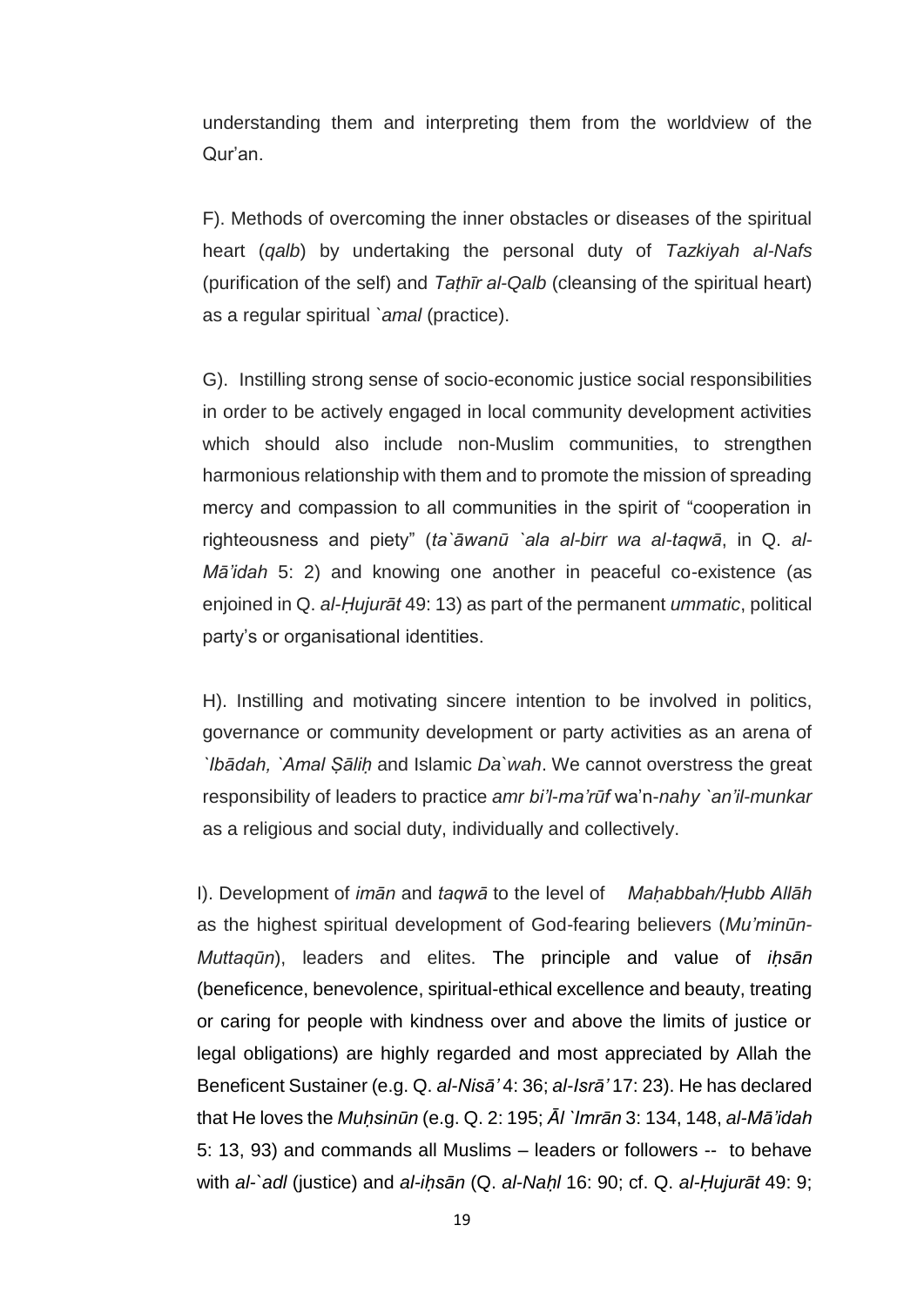understanding them and interpreting them from the worldview of the Qur'an.

F). Methods of overcoming the inner obstacles or diseases of the spiritual heart (*qalb*) by undertaking the personal duty of *Tazkiyah al-Nafs* (purification of the self) and *Taṭhīr al-Qalb* (cleansing of the spiritual heart) as a regular spiritual *`amal* (practice).

G). Instilling strong sense of socio-economic justice social responsibilities in order to be actively engaged in local community development activities which should also include non-Muslim communities, to strengthen harmonious relationship with them and to promote the mission of spreading mercy and compassion to all communities in the spirit of "cooperation in righteousness and piety" (*ta`āwanū `ala al-birr wa al-taqwā*, in Q. *al-Mā'idah* 5: 2) and knowing one another in peaceful co-existence (as enjoined in Q. *al-Ḥujurāt* 49: 13) as part of the permanent *ummatic*, political party's or organisational identities.

H). Instilling and motivating sincere intention to be involved in politics, governance or community development or party activities as an arena of *`Ibādah, `Amal Ṣāliḥ* and Islamic *Da`wah*. We cannot overstress the great responsibility of leaders to practice *amr bi'l-ma'rūf* wa'n-*nahy `an'il-munkar* as a religious and social duty, individually and collectively.

I). Development of *imān* and *taqwā* to the level of *Maḥabbah/Ḥubb Allāh* as the highest spiritual development of God-fearing believers (*Mu'minūn-Muttaqūn*), leaders and elites. The principle and value of *iḥsān* (beneficence, benevolence, spiritual-ethical excellence and beauty, treating or caring for people with kindness over and above the limits of justice or legal obligations) are highly regarded and most appreciated by Allah the Beneficent Sustainer (e.g. Q. *al-Nisā'* 4: 36; *al-Isrā'* 17: 23). He has declared that He loves the *Muḥsinūn* (e.g. Q. 2: 195; *Āl `Imrān* 3: 134, 148, *al-Mā'idah* 5: 13, 93) and commands all Muslims – leaders or followers -- to behave with *al-`adl* (justice) and *al-iḥsān* (Q. *al-Naḥl* 16: 90; cf. Q. *al-Ḥujurāt* 49: 9;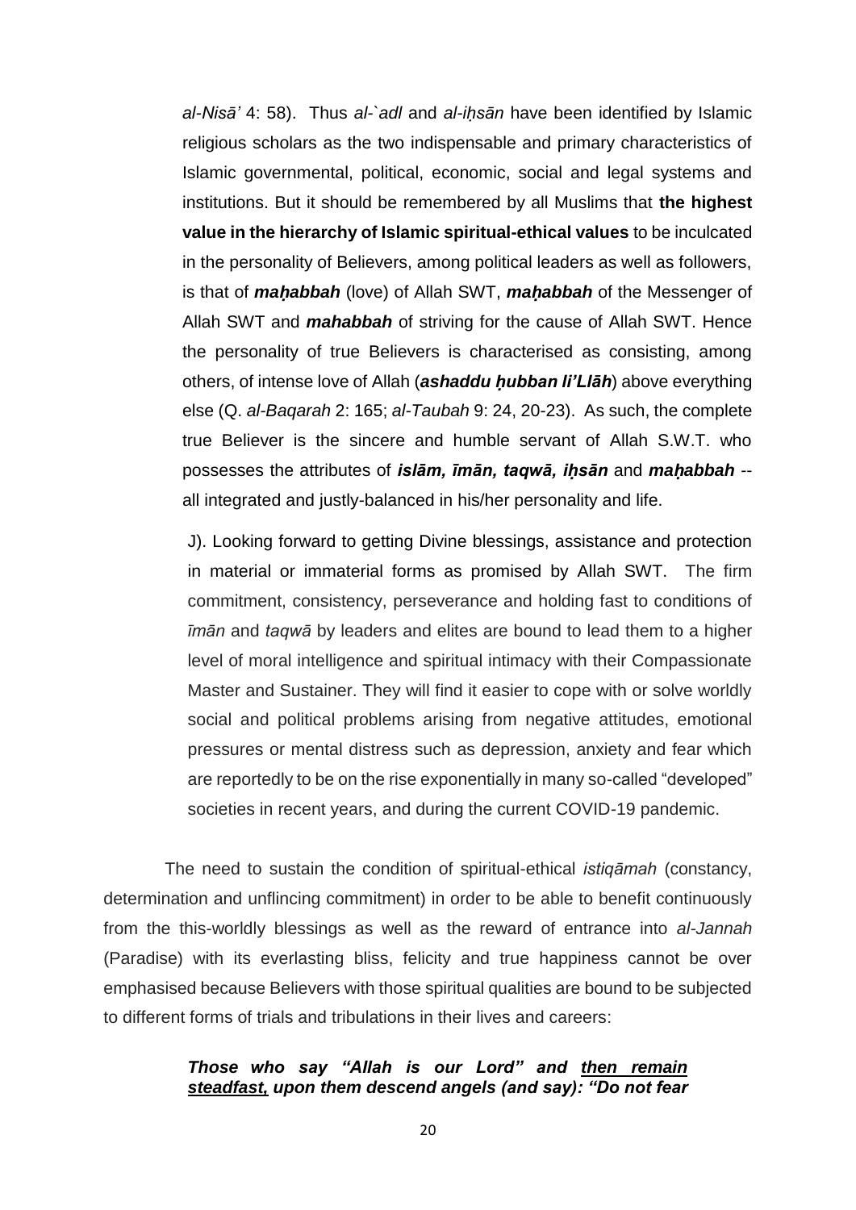*al-Nisā'* 4: 58). Thus *al-`adl* and *al-iḥsān* have been identified by Islamic religious scholars as the two indispensable and primary characteristics of Islamic governmental, political, economic, social and legal systems and institutions. But it should be remembered by all Muslims that **the highest value in the hierarchy of Islamic spiritual-ethical values** to be inculcated in the personality of Believers, among political leaders as well as followers, is that of ***maḥabbah*** (love) of Allah SWT, ***maḥabbah*** of the Messenger of Allah SWT and ***mahabbah*** of striving for the cause of Allah SWT. Hence the personality of true Believers is characterised as consisting, among others, of intense love of Allah (***ashaddu ḥubban li'Llāh***) above everything else (Q. *al-Baqarah* 2: 165; *al-Taubah* 9: 24, 20-23). As such, the complete true Believer is the sincere and humble servant of Allah S.W.T. who possesses the attributes of ***islām, īmān, taqwā, iḥsān*** and ***maḥabbah*** -- all integrated and justly-balanced in his/her personality and life.

J). Looking forward to getting Divine blessings, assistance and protection in material or immaterial forms as promised by Allah SWT. The firm commitment, consistency, perseverance and holding fast to conditions of *īmān* and *taqwā* by leaders and elites are bound to lead them to a higher level of moral intelligence and spiritual intimacy with their Compassionate Master and Sustainer. They will find it easier to cope with or solve worldly social and political problems arising from negative attitudes, emotional pressures or mental distress such as depression, anxiety and fear which are reportedly to be on the rise exponentially in many so-called "developed" societies in recent years, and during the current COVID-19 pandemic.

The need to sustain the condition of spiritual-ethical *istiqāmah* (constancy, determination and unflincing commitment) in order to be able to benefit continuously from the this-worldly blessings as well as the reward of entrance into *al-Jannah* (Paradise) with its everlasting bliss, felicity and true happiness cannot be over emphasised because Believers with those spiritual qualities are bound to be subjected to different forms of trials and tribulations in their lives and careers:

> ***Those who say "Allah is our Lord" and <u>then remain steadfast,</u> upon them descend angels (and say): "Do not fear***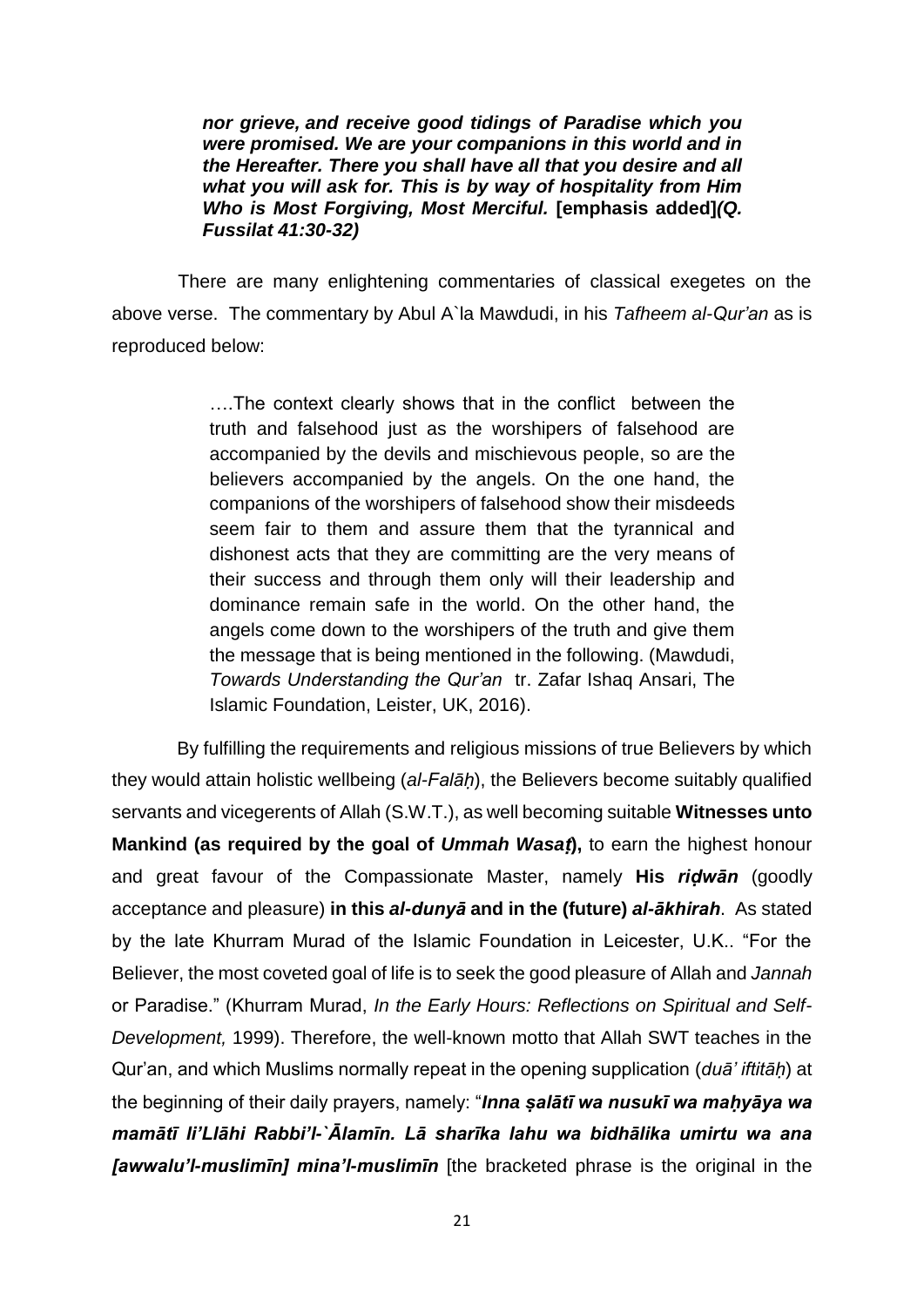> ***nor grieve, and receive good tidings of Paradise which you were promised. We are your companions in this world and in the Hereafter. There you shall have all that you desire and all what you will ask for. This is by way of hospitality from Him Who is Most Forgiving, Most Merciful.*** **[emphasis added]*****(Q. Fussilat 41:30-32)***

There are many enlightening commentaries of classical exegetes on the above verse. The commentary by Abul A`la Mawdudi, in his *Tafheem al-Qur'an* as is reproduced below:

> ….The context clearly shows that in the conflict between the truth and falsehood just as the worshipers of falsehood are accompanied by the devils and mischievous people, so are the believers accompanied by the angels. On the one hand, the companions of the worshipers of falsehood show their misdeeds seem fair to them and assure them that the tyrannical and dishonest acts that they are committing are the very means of their success and through them only will their leadership and dominance remain safe in the world. On the other hand, the angels come down to the worshipers of the truth and give them the message that is being mentioned in the following. (Mawdudi, *Towards Understanding the Qur'an* tr. Zafar Ishaq Ansari, The Islamic Foundation, Leister, UK, 2016).

By fulfilling the requirements and religious missions of true Believers by which they would attain holistic wellbeing (*al-Falāḥ*), the Believers become suitably qualified servants and vicegerents of Allah (S.W.T.), as well becoming suitable **Witnesses unto Mankind (as required by the goal of *Ummah Wasaṭ*),** to earn the highest honour and great favour of the Compassionate Master, namely **His *riḍwān*** (goodly acceptance and pleasure) **in this *al-dunyā* and in the (future) *al-ākhirah***. As stated by the late Khurram Murad of the Islamic Foundation in Leicester, U.K.. "For the Believer, the most coveted goal of life is to seek the good pleasure of Allah and *Jannah* or Paradise." (Khurram Murad, *In the Early Hours: Reflections on Spiritual and Self-Development,* 1999). Therefore, the well-known motto that Allah SWT teaches in the Qur'an, and which Muslims normally repeat in the opening supplication (*duā' iftitāḥ*) at the beginning of their daily prayers, namely: "***Inna ṣalātī wa nusukī wa maḥyāya wa mamātī li'Llāhi Rabbi'l-`Ālamīn. Lā sharīka lahu wa bidhālika umirtu wa ana [awwalu'l-muslimīn] mina'l-muslimīn*** [the bracketed phrase is the original in the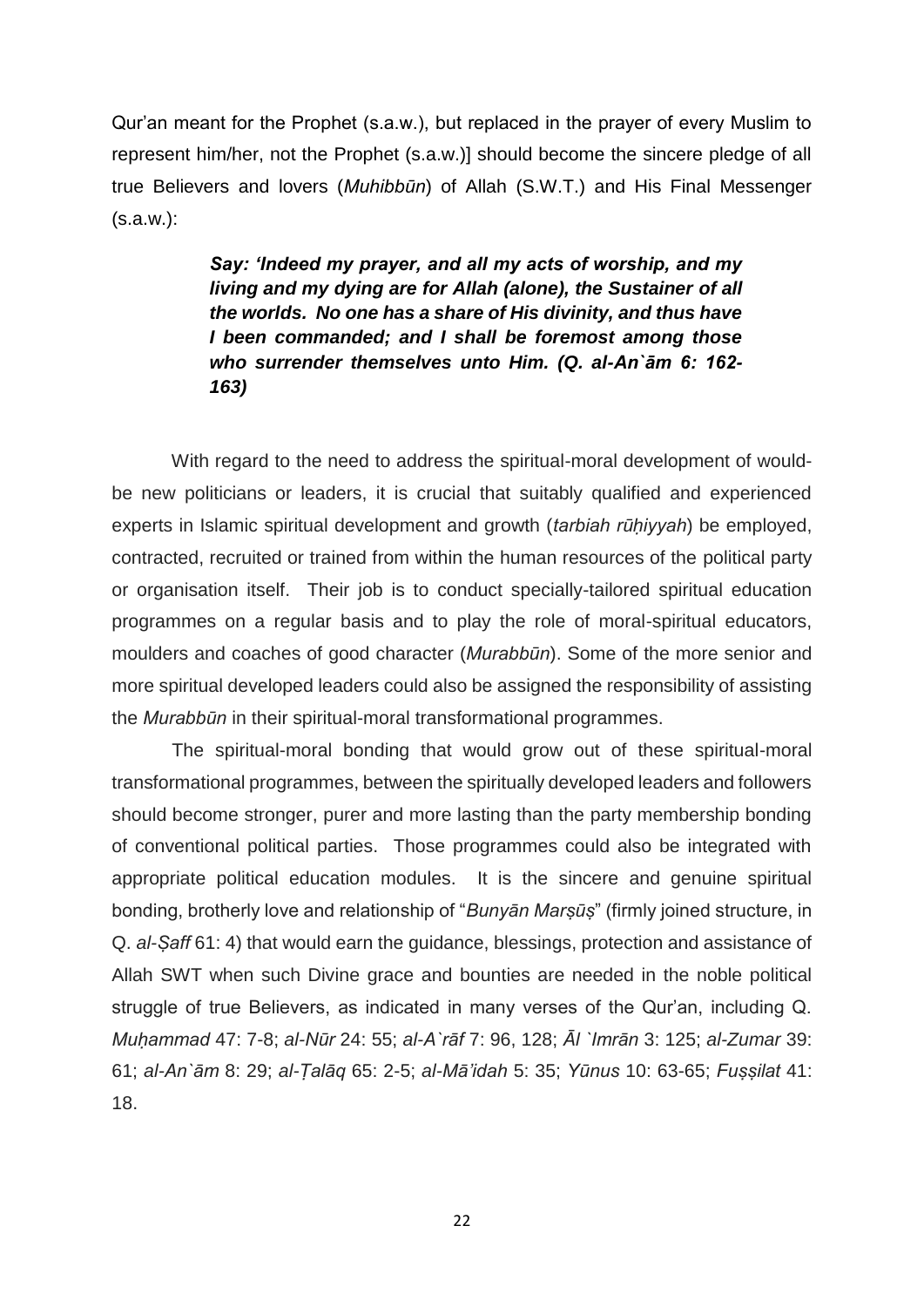Qur'an meant for the Prophet (s.a.w.), but replaced in the prayer of every Muslim to represent him/her, not the Prophet (s.a.w.)] should become the sincere pledge of all true Believers and lovers (*Muhibbūn*) of Allah (S.W.T.) and His Final Messenger (s.a.w.):

> ***Say: 'Indeed my prayer, and all my acts of worship, and my living and my dying are for Allah (alone), the Sustainer of all the worlds. No one has a share of His divinity, and thus have I been commanded; and I shall be foremost among those who surrender themselves unto Him. (Q. al-An`ām 6: 162-163)***

With regard to the need to address the spiritual-moral development of would-be new politicians or leaders, it is crucial that suitably qualified and experienced experts in Islamic spiritual development and growth (*tarbiah rūḥiyyah*) be employed, contracted, recruited or trained from within the human resources of the political party or organisation itself. Their job is to conduct specially-tailored spiritual education programmes on a regular basis and to play the role of moral-spiritual educators, moulders and coaches of good character (*Murabbūn*). Some of the more senior and more spiritual developed leaders could also be assigned the responsibility of assisting the *Murabbūn* in their spiritual-moral transformational programmes.

The spiritual-moral bonding that would grow out of these spiritual-moral transformational programmes, between the spiritually developed leaders and followers should become stronger, purer and more lasting than the party membership bonding of conventional political parties. Those programmes could also be integrated with appropriate political education modules. It is the sincere and genuine spiritual bonding, brotherly love and relationship of "*Bunyān Marṣūṣ*" (firmly joined structure, in Q. *al-Ṣaff* 61: 4) that would earn the guidance, blessings, protection and assistance of Allah SWT when such Divine grace and bounties are needed in the noble political struggle of true Believers, as indicated in many verses of the Qur'an, including Q. *Muḥammad* 47: 7-8; *al-Nūr* 24: 55; *al-A`rāf* 7: 96, 128; *Āl `Imrān* 3: 125; *al-Zumar* 39: 61; *al-An`ām* 8: 29; *al-Ṭalāq* 65: 2-5; *al-Mā'idah* 5: 35; *Yūnus* 10: 63-65; *Fuṣṣilat* 41: 18.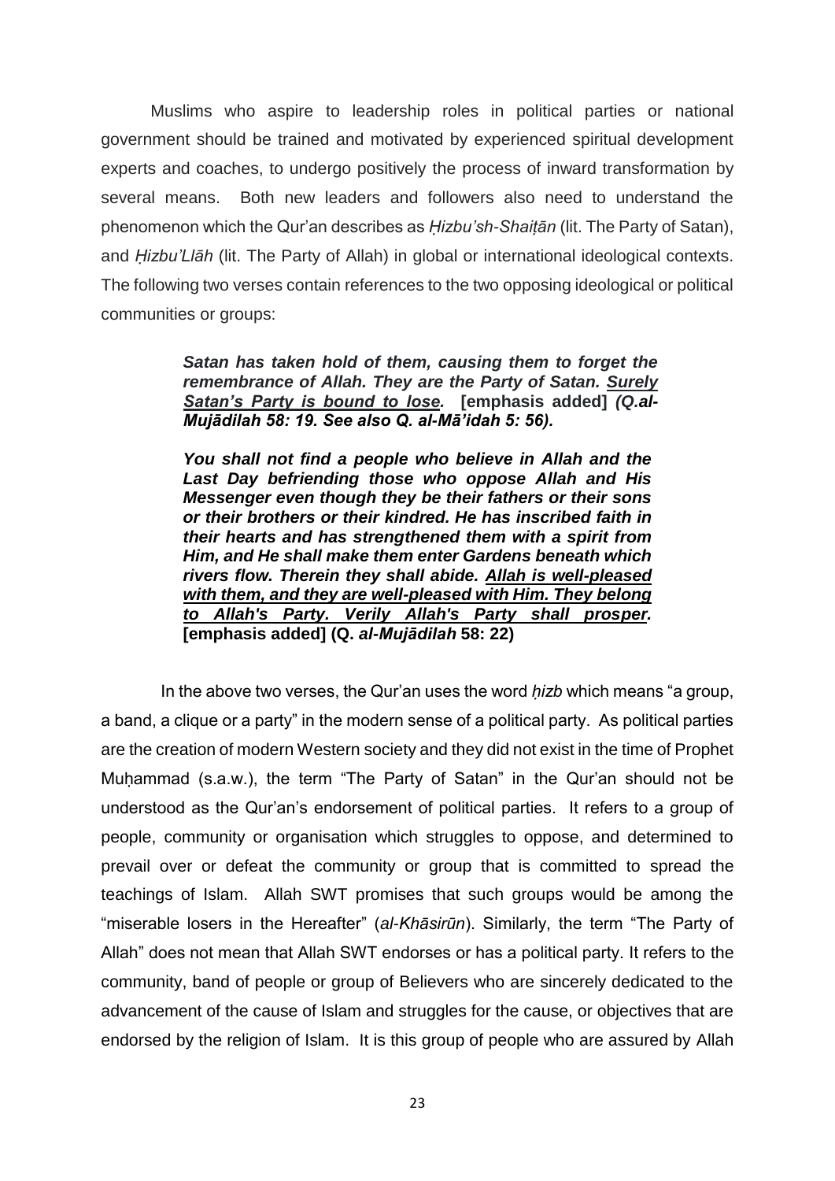Muslims who aspire to leadership roles in political parties or national government should be trained and motivated by experienced spiritual development experts and coaches, to undergo positively the process of inward transformation by several means. Both new leaders and followers also need to understand the phenomenon which the Qur'an describes as *Ḥizbu'sh-Shaiṭān* (lit. The Party of Satan), and *Ḥizbu'Llāh* (lit. The Party of Allah) in global or international ideological contexts. The following two verses contain references to the two opposing ideological or political communities or groups:

> ***Satan has taken hold of them, causing them to forget the remembrance of Allah. They are the Party of Satan. <u>Surely Satan's Party is bound to lose</u>.*** **[emphasis added]** ***(Q.al-Mujādilah 58: 19. See also Q. al-Mā'idah 5: 56).***
>
> ***You shall not find a people who believe in Allah and the Last Day befriending those who oppose Allah and His Messenger even though they be their fathers or their sons or their brothers or their kindred. He has inscribed faith in their hearts and has strengthened them with a spirit from Him, and He shall make them enter Gardens beneath which rivers flow. Therein they shall abide. <u>Allah is well-pleased with them, and they are well-pleased with Him. They belong to Allah's Party. Verily Allah's Party shall prosper</u>.*** **[emphasis added] (Q. *al-Mujādilah* 58: 22)**

In the above two verses, the Qur'an uses the word *ḥizb* which means "a group, a band, a clique or a party" in the modern sense of a political party. As political parties are the creation of modern Western society and they did not exist in the time of Prophet Muḥammad (s.a.w.), the term "The Party of Satan" in the Qur'an should not be understood as the Qur'an's endorsement of political parties. It refers to a group of people, community or organisation which struggles to oppose, and determined to prevail over or defeat the community or group that is committed to spread the teachings of Islam. Allah SWT promises that such groups would be among the "miserable losers in the Hereafter" (*al-Khāsirūn*). Similarly, the term "The Party of Allah" does not mean that Allah SWT endorses or has a political party. It refers to the community, band of people or group of Believers who are sincerely dedicated to the advancement of the cause of Islam and struggles for the cause, or objectives that are endorsed by the religion of Islam. It is this group of people who are assured by Allah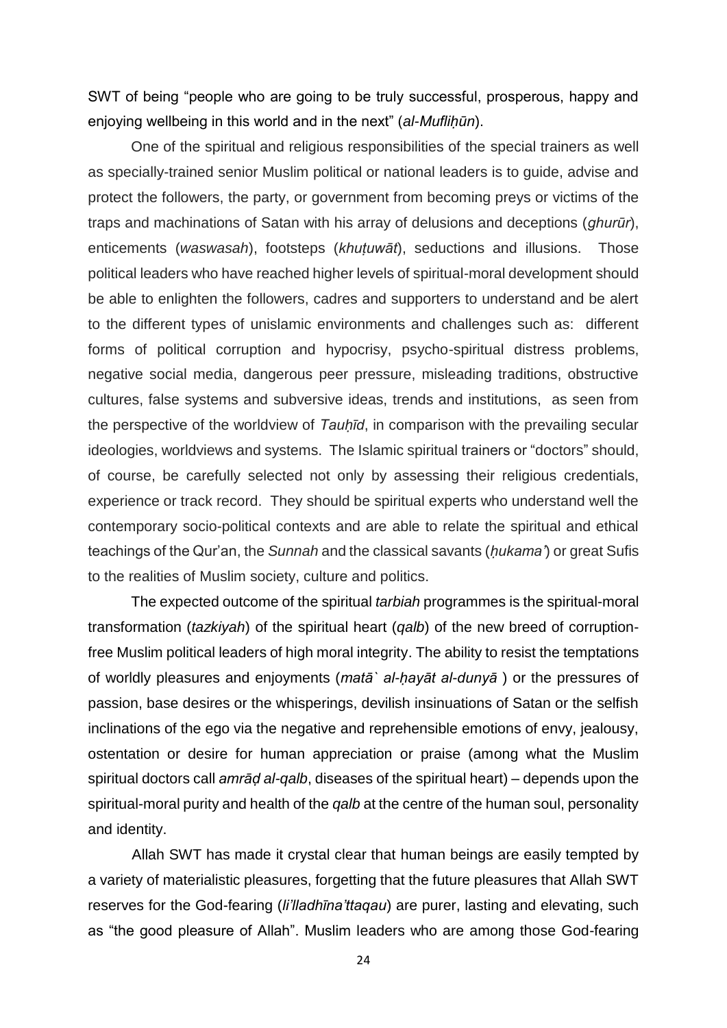SWT of being "people who are going to be truly successful, prosperous, happy and enjoying wellbeing in this world and in the next" (*al-Mufliḥūn*).

One of the spiritual and religious responsibilities of the special trainers as well as specially-trained senior Muslim political or national leaders is to guide, advise and protect the followers, the party, or government from becoming preys or victims of the traps and machinations of Satan with his array of delusions and deceptions (*ghurūr*), enticements (*waswasah*), footsteps (*khuṭuwāt*), seductions and illusions. Those political leaders who have reached higher levels of spiritual-moral development should be able to enlighten the followers, cadres and supporters to understand and be alert to the different types of unislamic environments and challenges such as: different forms of political corruption and hypocrisy, psycho-spiritual distress problems, negative social media, dangerous peer pressure, misleading traditions, obstructive cultures, false systems and subversive ideas, trends and institutions, as seen from the perspective of the worldview of *Tauḥīd*, in comparison with the prevailing secular ideologies, worldviews and systems. The Islamic spiritual trainers or "doctors" should, of course, be carefully selected not only by assessing their religious credentials, experience or track record. They should be spiritual experts who understand well the contemporary socio-political contexts and are able to relate the spiritual and ethical teachings of the Qur'an, the *Sunnah* and the classical savants (*ḥukama'*) or great Sufis to the realities of Muslim society, culture and politics.

The expected outcome of the spiritual *tarbiah* programmes is the spiritual-moral transformation (*tazkiyah*) of the spiritual heart (*qalb*) of the new breed of corruption-free Muslim political leaders of high moral integrity. The ability to resist the temptations of worldly pleasures and enjoyments (*matā` al-ḥayāt al-dunyā* ) or the pressures of passion, base desires or the whisperings, devilish insinuations of Satan or the selfish inclinations of the ego via the negative and reprehensible emotions of envy, jealousy, ostentation or desire for human appreciation or praise (among what the Muslim spiritual doctors call *amrāḍ al-qalb*, diseases of the spiritual heart) – depends upon the spiritual-moral purity and health of the *qalb* at the centre of the human soul, personality and identity.

Allah SWT has made it crystal clear that human beings are easily tempted by a variety of materialistic pleasures, forgetting that the future pleasures that Allah SWT reserves for the God-fearing (*li'lladhīna'ttaqau*) are purer, lasting and elevating, such as "the good pleasure of Allah". Muslim leaders who are among those God-fearing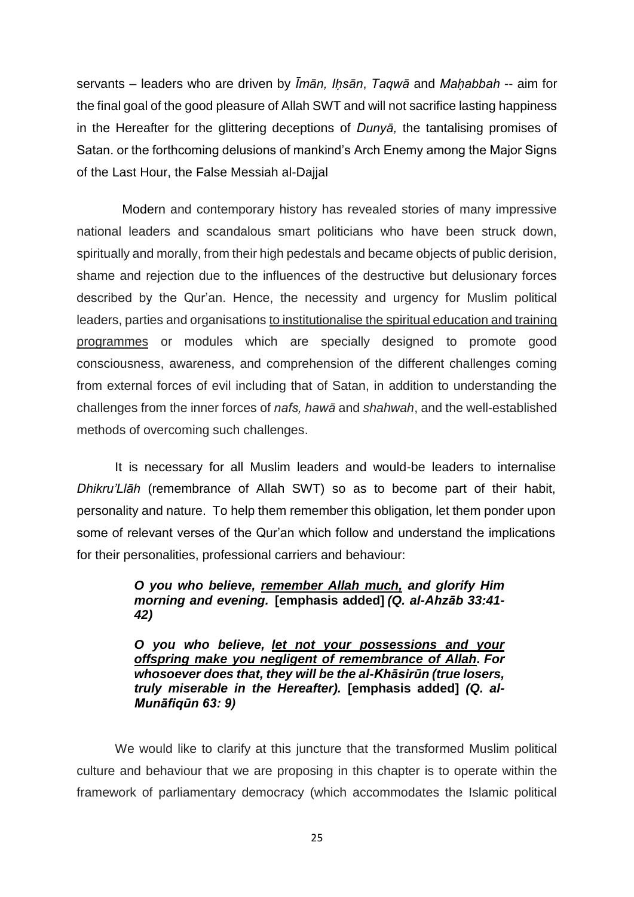servants – leaders who are driven by *Īmān, Iḥsān*, *Taqwā* and *Maḥabbah* -- aim for the final goal of the good pleasure of Allah SWT and will not sacrifice lasting happiness in the Hereafter for the glittering deceptions of *Dunyā,* the tantalising promises of Satan. or the forthcoming delusions of mankind's Arch Enemy among the Major Signs of the Last Hour, the False Messiah al-Dajjal

Modern and contemporary history has revealed stories of many impressive national leaders and scandalous smart politicians who have been struck down, spiritually and morally, from their high pedestals and became objects of public derision, shame and rejection due to the influences of the destructive but delusionary forces described by the Qur'an. Hence, the necessity and urgency for Muslim political leaders, parties and organisations <u>to institutionalise the spiritual education and training programmes</u> or modules which are specially designed to promote good consciousness, awareness, and comprehension of the different challenges coming from external forces of evil including that of Satan, in addition to understanding the challenges from the inner forces of *nafs, hawā* and *shahwah*, and the well-established methods of overcoming such challenges.

It is necessary for all Muslim leaders and would-be leaders to internalise *Dhikru'Llāh* (remembrance of Allah SWT) so as to become part of their habit, personality and nature. To help them remember this obligation, let them ponder upon some of relevant verses of the Qur'an which follow and understand the implications for their personalities, professional carriers and behaviour:

> ***O you who believe, <u>remember Allah much,</u> and glorify Him morning and evening.*** **[emphasis added]** ***(Q. al-Ahzāb 33:41-42)***
>
> ***O you who believe, <u>let not your possessions and your offspring make you negligent of remembrance of Allah</u>. For whosoever does that, they will be the al-Khāsirūn (true losers, truly miserable in the Hereafter).*** **[emphasis added]** ***(Q. al-Munāfiqūn 63: 9)***

We would like to clarify at this juncture that the transformed Muslim political culture and behaviour that we are proposing in this chapter is to operate within the framework of parliamentary democracy (which accommodates the Islamic political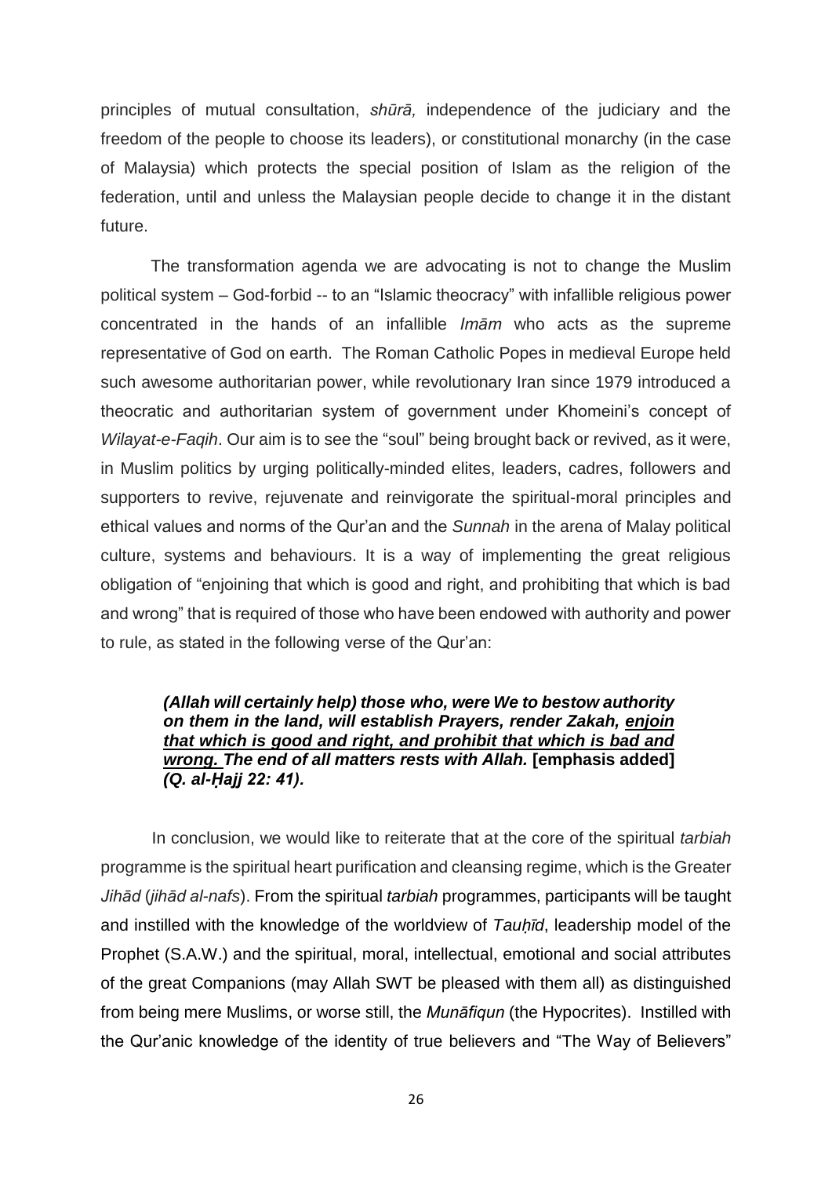principles of mutual consultation, *shūrā,* independence of the judiciary and the freedom of the people to choose its leaders), or constitutional monarchy (in the case of Malaysia) which protects the special position of Islam as the religion of the federation, until and unless the Malaysian people decide to change it in the distant future.

The transformation agenda we are advocating is not to change the Muslim political system – God-forbid -- to an "Islamic theocracy" with infallible religious power concentrated in the hands of an infallible *Imām* who acts as the supreme representative of God on earth. The Roman Catholic Popes in medieval Europe held such awesome authoritarian power, while revolutionary Iran since 1979 introduced a theocratic and authoritarian system of government under Khomeini's concept of *Wilayat-e-Faqih*. Our aim is to see the "soul" being brought back or revived, as it were, in Muslim politics by urging politically-minded elites, leaders, cadres, followers and supporters to revive, rejuvenate and reinvigorate the spiritual-moral principles and ethical values and norms of the Qur'an and the *Sunnah* in the arena of Malay political culture, systems and behaviours. It is a way of implementing the great religious obligation of "enjoining that which is good and right, and prohibiting that which is bad and wrong" that is required of those who have been endowed with authority and power to rule, as stated in the following verse of the Qur'an:

> ***(Allah will certainly help) those who, were We to bestow authority on them in the land, will establish Prayers, render Zakah, <u>enjoin that which is good and right, and prohibit that which is bad and wrong.</u> The end of all matters rests with Allah.*** **[emphasis added]** ***(Q. al-Ḥajj 22: 41).***

In conclusion, we would like to reiterate that at the core of the spiritual *tarbiah* programme is the spiritual heart purification and cleansing regime, which is the Greater *Jihād* (*jihād al-nafs*). From the spiritual *tarbiah* programmes, participants will be taught and instilled with the knowledge of the worldview of *Tauḥīd*, leadership model of the Prophet (S.A.W.) and the spiritual, moral, intellectual, emotional and social attributes of the great Companions (may Allah SWT be pleased with them all) as distinguished from being mere Muslims, or worse still, the *Munāfiqun* (the Hypocrites). Instilled with the Qur'anic knowledge of the identity of true believers and "The Way of Believers"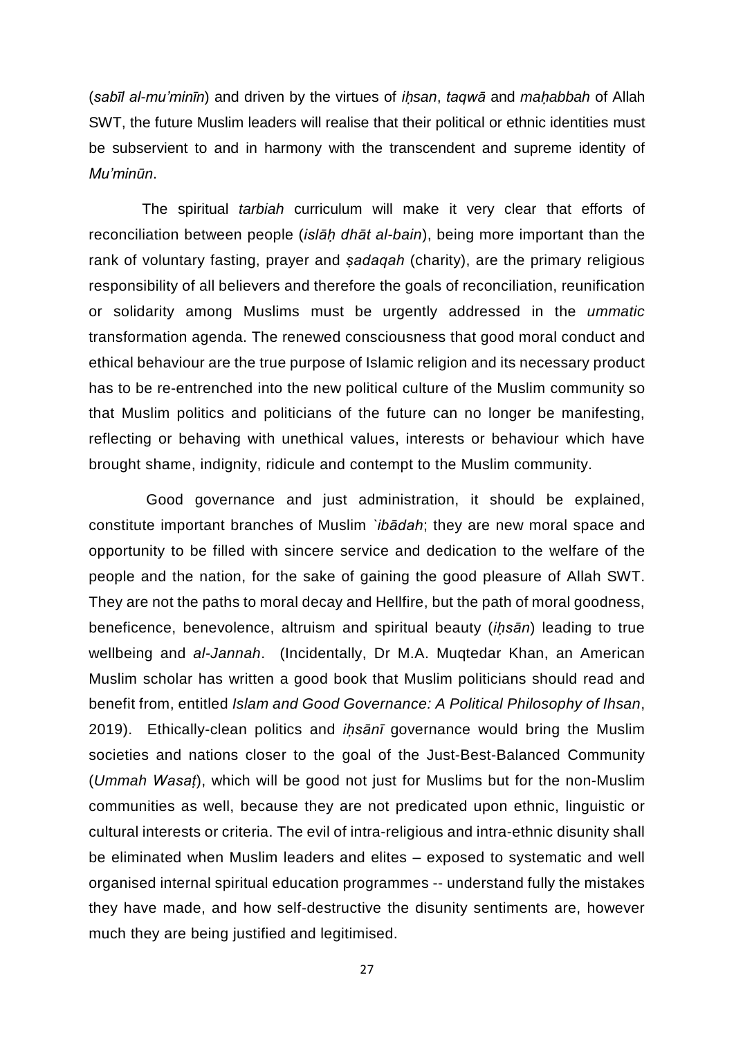(*sabīl al-mu'minīn*) and driven by the virtues of *iḥsan*, *taqwā* and *maḥabbah* of Allah SWT, the future Muslim leaders will realise that their political or ethnic identities must be subservient to and in harmony with the transcendent and supreme identity of *Mu'minūn*.

The spiritual *tarbiah* curriculum will make it very clear that efforts of reconciliation between people (*islāḥ dhāt al-bain*), being more important than the rank of voluntary fasting, prayer and *ṣadaqah* (charity), are the primary religious responsibility of all believers and therefore the goals of reconciliation, reunification or solidarity among Muslims must be urgently addressed in the *ummatic* transformation agenda. The renewed consciousness that good moral conduct and ethical behaviour are the true purpose of Islamic religion and its necessary product has to be re-entrenched into the new political culture of the Muslim community so that Muslim politics and politicians of the future can no longer be manifesting, reflecting or behaving with unethical values, interests or behaviour which have brought shame, indignity, ridicule and contempt to the Muslim community.

Good governance and just administration, it should be explained, constitute important branches of Muslim *`ibādah*; they are new moral space and opportunity to be filled with sincere service and dedication to the welfare of the people and the nation, for the sake of gaining the good pleasure of Allah SWT. They are not the paths to moral decay and Hellfire, but the path of moral goodness, beneficence, benevolence, altruism and spiritual beauty (*iḥsān*) leading to true wellbeing and *al-Jannah*. (Incidentally, Dr M.A. Muqtedar Khan, an American Muslim scholar has written a good book that Muslim politicians should read and benefit from, entitled *Islam and Good Governance: A Political Philosophy of Ihsan*, 2019). Ethically-clean politics and *iḥsānī* governance would bring the Muslim societies and nations closer to the goal of the Just-Best-Balanced Community (*Ummah Wasaṭ*), which will be good not just for Muslims but for the non-Muslim communities as well, because they are not predicated upon ethnic, linguistic or cultural interests or criteria. The evil of intra-religious and intra-ethnic disunity shall be eliminated when Muslim leaders and elites – exposed to systematic and well organised internal spiritual education programmes -- understand fully the mistakes they have made, and how self-destructive the disunity sentiments are, however much they are being justified and legitimised.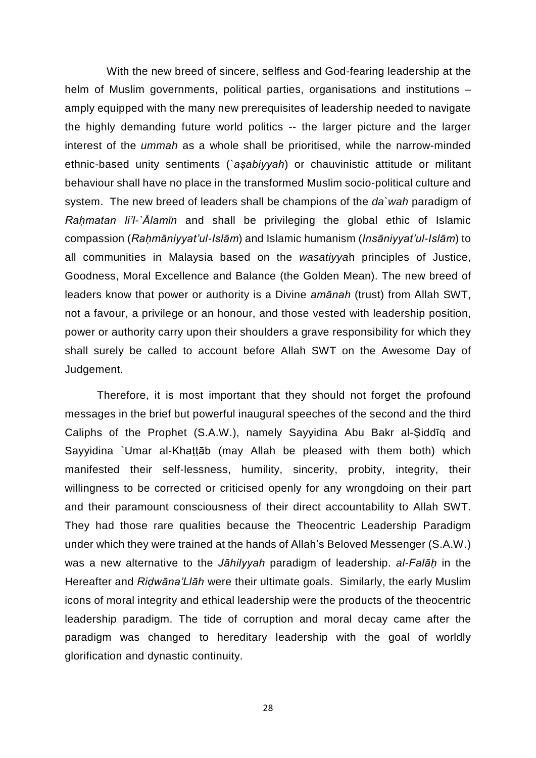With the new breed of sincere, selfless and God-fearing leadership at the helm of Muslim governments, political parties, organisations and institutions – amply equipped with the many new prerequisites of leadership needed to navigate the highly demanding future world politics -- the larger picture and the larger interest of the *ummah* as a whole shall be prioritised, while the narrow-minded ethnic-based unity sentiments (*`aṣabiyyah*) or chauvinistic attitude or militant behaviour shall have no place in the transformed Muslim socio-political culture and system. The new breed of leaders shall be champions of the *da`wah* paradigm of *Raḥmatan li'l-`Ālamīn* and shall be privileging the global ethic of Islamic compassion (*Raḥmāniyyat'ul-Islām*) and Islamic humanism (*Insāniyyat'ul-Islām*) to all communities in Malaysia based on the *wasatiyya*h principles of Justice, Goodness, Moral Excellence and Balance (the Golden Mean). The new breed of leaders know that power or authority is a Divine *amānah* (trust) from Allah SWT, not a favour, a privilege or an honour, and those vested with leadership position, power or authority carry upon their shoulders a grave responsibility for which they shall surely be called to account before Allah SWT on the Awesome Day of Judgement.

Therefore, it is most important that they should not forget the profound messages in the brief but powerful inaugural speeches of the second and the third Caliphs of the Prophet (S.A.W.), namely Sayyidina Abu Bakr al-Ṣiddīq and Sayyidina `Umar al-Khaṭṭāb (may Allah be pleased with them both) which manifested their self-lessness, humility, sincerity, probity, integrity, their willingness to be corrected or criticised openly for any wrongdoing on their part and their paramount consciousness of their direct accountability to Allah SWT. They had those rare qualities because the Theocentric Leadership Paradigm under which they were trained at the hands of Allah's Beloved Messenger (S.A.W.) was a new alternative to the *Jāhilyyah* paradigm of leadership. *al-Falāḥ* in the Hereafter and *Riḍwāna'Llāh* were their ultimate goals. Similarly, the early Muslim icons of moral integrity and ethical leadership were the products of the theocentric leadership paradigm. The tide of corruption and moral decay came after the paradigm was changed to hereditary leadership with the goal of worldly glorification and dynastic continuity.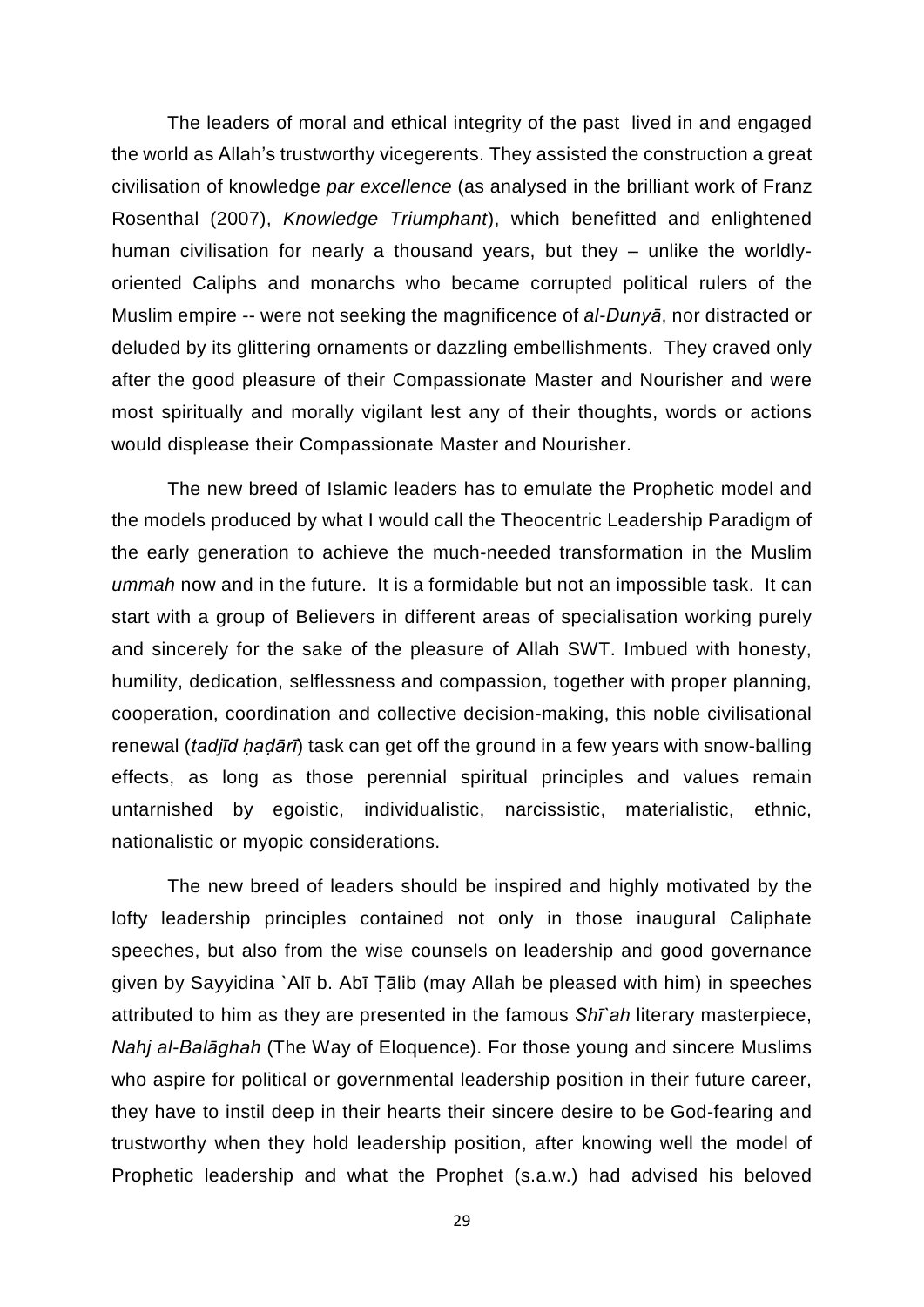The leaders of moral and ethical integrity of the past lived in and engaged the world as Allah's trustworthy vicegerents. They assisted the construction a great civilisation of knowledge *par excellence* (as analysed in the brilliant work of Franz Rosenthal (2007), *Knowledge Triumphant*), which benefitted and enlightened human civilisation for nearly a thousand years, but they – unlike the worldly-oriented Caliphs and monarchs who became corrupted political rulers of the Muslim empire -- were not seeking the magnificence of *al-Dunyā*, nor distracted or deluded by its glittering ornaments or dazzling embellishments. They craved only after the good pleasure of their Compassionate Master and Nourisher and were most spiritually and morally vigilant lest any of their thoughts, words or actions would displease their Compassionate Master and Nourisher.

The new breed of Islamic leaders has to emulate the Prophetic model and the models produced by what I would call the Theocentric Leadership Paradigm of the early generation to achieve the much-needed transformation in the Muslim *ummah* now and in the future. It is a formidable but not an impossible task. It can start with a group of Believers in different areas of specialisation working purely and sincerely for the sake of the pleasure of Allah SWT. Imbued with honesty, humility, dedication, selflessness and compassion, together with proper planning, cooperation, coordination and collective decision-making, this noble civilisational renewal (*tadjīd ḥaḍārī*) task can get off the ground in a few years with snow-balling effects, as long as those perennial spiritual principles and values remain untarnished by egoistic, individualistic, narcissistic, materialistic, ethnic, nationalistic or myopic considerations.

The new breed of leaders should be inspired and highly motivated by the lofty leadership principles contained not only in those inaugural Caliphate speeches, but also from the wise counsels on leadership and good governance given by Sayyidina `Alī b. Abī Ṭālib (may Allah be pleased with him) in speeches attributed to him as they are presented in the famous *Shī`ah* literary masterpiece, *Nahj al-Balāghah* (The Way of Eloquence). For those young and sincere Muslims who aspire for political or governmental leadership position in their future career, they have to instil deep in their hearts their sincere desire to be God-fearing and trustworthy when they hold leadership position, after knowing well the model of Prophetic leadership and what the Prophet (s.a.w.) had advised his beloved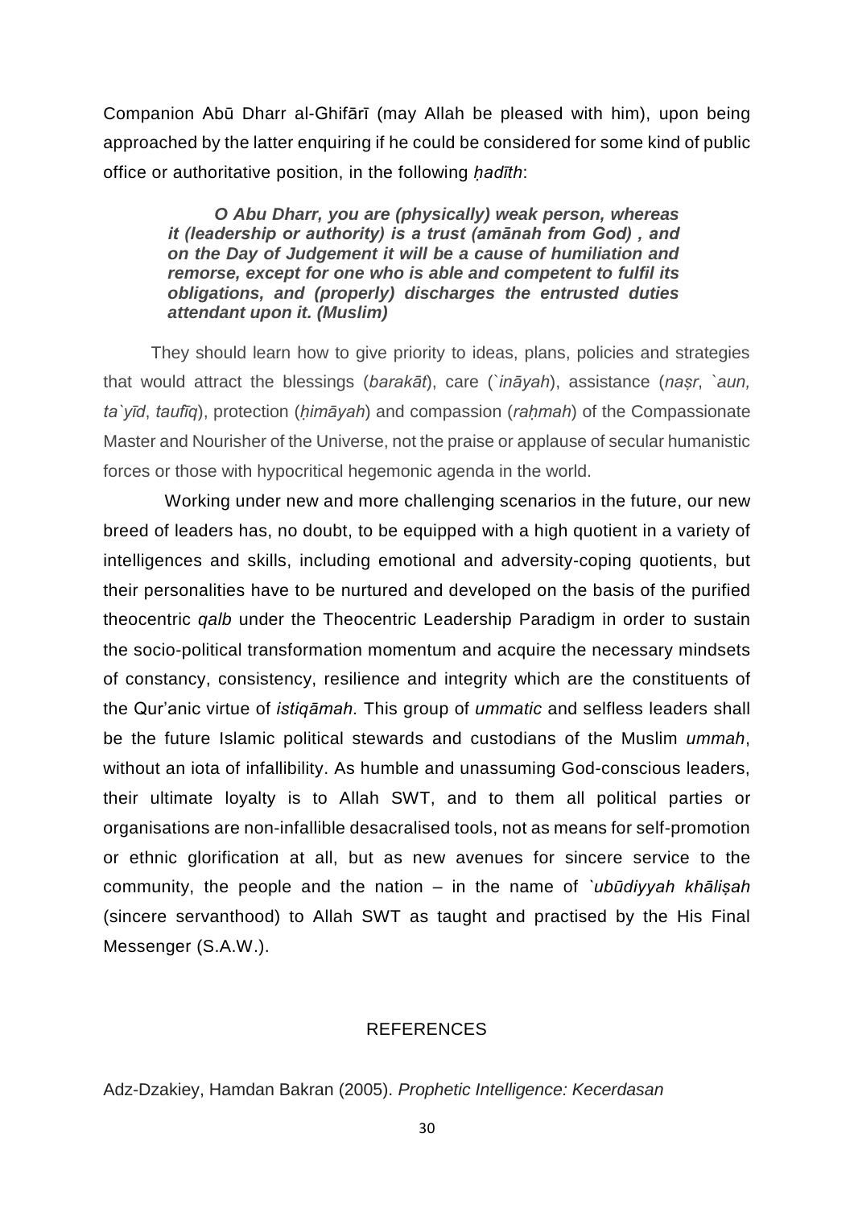Companion Abū Dharr al-Ghifārī (may Allah be pleased with him), upon being approached by the latter enquiring if he could be considered for some kind of public office or authoritative position, in the following *ḥadīth*:

> ***O Abu Dharr, you are (physically) weak person, whereas it (leadership or authority) is a trust (amānah from God) , and on the Day of Judgement it will be a cause of humiliation and remorse, except for one who is able and competent to fulfil its obligations, and (properly) discharges the entrusted duties attendant upon it. (Muslim)***

They should learn how to give priority to ideas, plans, policies and strategies that would attract the blessings (*barakāt*), care (*`ināyah*), assistance (*naṣr*, *`aun, ta`yīd*, *taufīq*), protection (*ḥimāyah*) and compassion (*raḥmah*) of the Compassionate Master and Nourisher of the Universe, not the praise or applause of secular humanistic forces or those with hypocritical hegemonic agenda in the world.

Working under new and more challenging scenarios in the future, our new breed of leaders has, no doubt, to be equipped with a high quotient in a variety of intelligences and skills, including emotional and adversity-coping quotients, but their personalities have to be nurtured and developed on the basis of the purified theocentric *qalb* under the Theocentric Leadership Paradigm in order to sustain the socio-political transformation momentum and acquire the necessary mindsets of constancy, consistency, resilience and integrity which are the constituents of the Qur'anic virtue of *istiqāmah.* This group of *ummatic* and selfless leaders shall be the future Islamic political stewards and custodians of the Muslim *ummah*, without an iota of infallibility. As humble and unassuming God-conscious leaders, their ultimate loyalty is to Allah SWT, and to them all political parties or organisations are non-infallible desacralised tools, not as means for self-promotion or ethnic glorification at all, but as new avenues for sincere service to the community, the people and the nation – in the name of *`ubūdiyyah khāliṣah* (sincere servanthood) to Allah SWT as taught and practised by the His Final Messenger (S.A.W.).

## REFERENCES

Adz-Dzakiey, Hamdan Bakran (2005). *Prophetic Intelligence: Kecerdasan*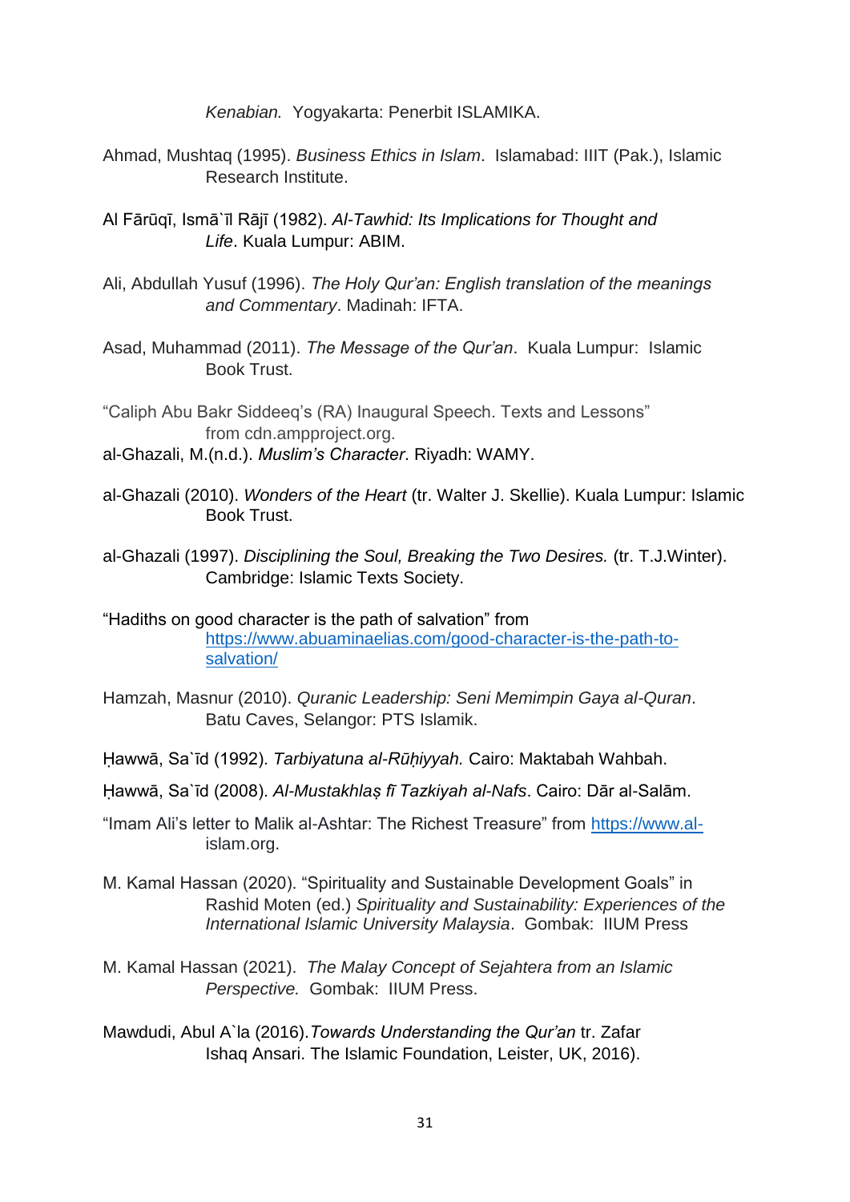*Kenabian.* Yogyakarta: Penerbit ISLAMIKA.

Ahmad, Mushtaq (1995). *Business Ethics in Islam*. Islamabad: IIIT (Pak.), Islamic Research Institute.

Al Fārūqī, Ismā`īl Rājī (1982). *Al-Tawhid: Its Implications for Thought and Life*. Kuala Lumpur: ABIM.

Ali, Abdullah Yusuf (1996). *The Holy Qur'an: English translation of the meanings and Commentary*. Madinah: IFTA.

Asad, Muhammad (2011). *The Message of the Qur'an*. Kuala Lumpur: Islamic Book Trust.

"Caliph Abu Bakr Siddeeq's (RA) Inaugural Speech. Texts and Lessons" from cdn.ampproject.org.

al-Ghazali, M.(n.d.). *Muslim's Character*. Riyadh: WAMY.

al-Ghazali (2010). *Wonders of the Heart* (tr. Walter J. Skellie). Kuala Lumpur: Islamic Book Trust.

al-Ghazali (1997). *Disciplining the Soul, Breaking the Two Desires.* (tr. T.J.Winter). Cambridge: Islamic Texts Society.

"Hadiths on good character is the path of salvation" from https://www.abuaminaelias.com/good-character-is-the-path-to-salvation/

Hamzah, Masnur (2010). *Quranic Leadership: Seni Memimpin Gaya al-Quran*. Batu Caves, Selangor: PTS Islamik.

Ḥawwā, Sa`īd (1992). *Tarbiyatuna al-Rūḥiyyah.* Cairo: Maktabah Wahbah.

Ḥawwā, Sa`īd (2008). *Al-Mustakhlaṣ fī Tazkiyah al-Nafs*. Cairo: Dār al-Salām.

"Imam Ali's letter to Malik al-Ashtar: The Richest Treasure" from https://www.al-islam.org.

M. Kamal Hassan (2020). "Spirituality and Sustainable Development Goals" in Rashid Moten (ed.) *Spirituality and Sustainability: Experiences of the International Islamic University Malaysia*. Gombak: IIUM Press

M. Kamal Hassan (2021). *The Malay Concept of Sejahtera from an Islamic Perspective.* Gombak: IIUM Press.

Mawdudi, Abul A`la (2016).*Towards Understanding the Qur'an* tr. Zafar Ishaq Ansari. The Islamic Foundation, Leister, UK, 2016).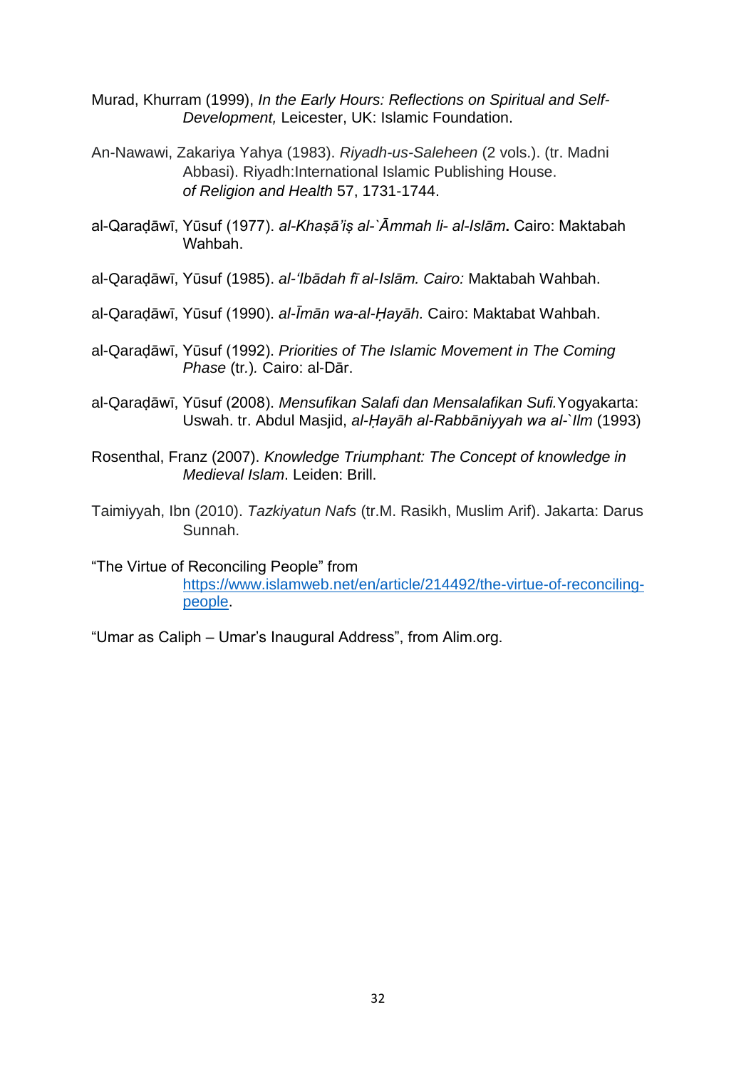Murad, Khurram (1999), *In the Early Hours: Reflections on Spiritual and Self-Development,* Leicester, UK: Islamic Foundation.

An-Nawawi, Zakariya Yahya (1983). *Riyadh-us-Saleheen* (2 vols.). (tr. Madni Abbasi). Riyadh:International Islamic Publishing House. *of Religion and Health* 57, 1731-1744.

al-Qaraḍāwī, Yūsuf (1977). *al-Khaṣā'iṣ al-`Āmmah li- al-Islām***.** Cairo: Maktabah Wahbah.

al-Qaraḍāwī, Yūsuf (1985). *al-'Ibādah fī al-Islām. Cairo:* Maktabah Wahbah.

al-Qaraḍāwī, Yūsuf (1990). *al-Īmān wa-al-Ḥayāh.* Cairo: Maktabat Wahbah.

al-Qaraḍāwī, Yūsuf (1992). *Priorities of The Islamic Movement in The Coming Phase* (tr*.*)*.* Cairo: al-Dār.

al-Qaraḍāwī, Yūsuf (2008). *Mensufikan Salafi dan Mensalafikan Sufi.*Yogyakarta: Uswah. tr. Abdul Masjid, *al-Ḥayāh al-Rabbāniyyah wa al-`Ilm* (1993)

Rosenthal, Franz (2007). *Knowledge Triumphant: The Concept of knowledge in Medieval Islam*. Leiden: Brill.

Taimiyyah, Ibn (2010). *Tazkiyatun Nafs* (tr.M. Rasikh, Muslim Arif). Jakarta: Darus Sunnah.

"The Virtue of Reconciling People" from https://www.islamweb.net/en/article/214492/the-virtue-of-reconciling-people.

"Umar as Caliph – Umar's Inaugural Address", from Alim.org.